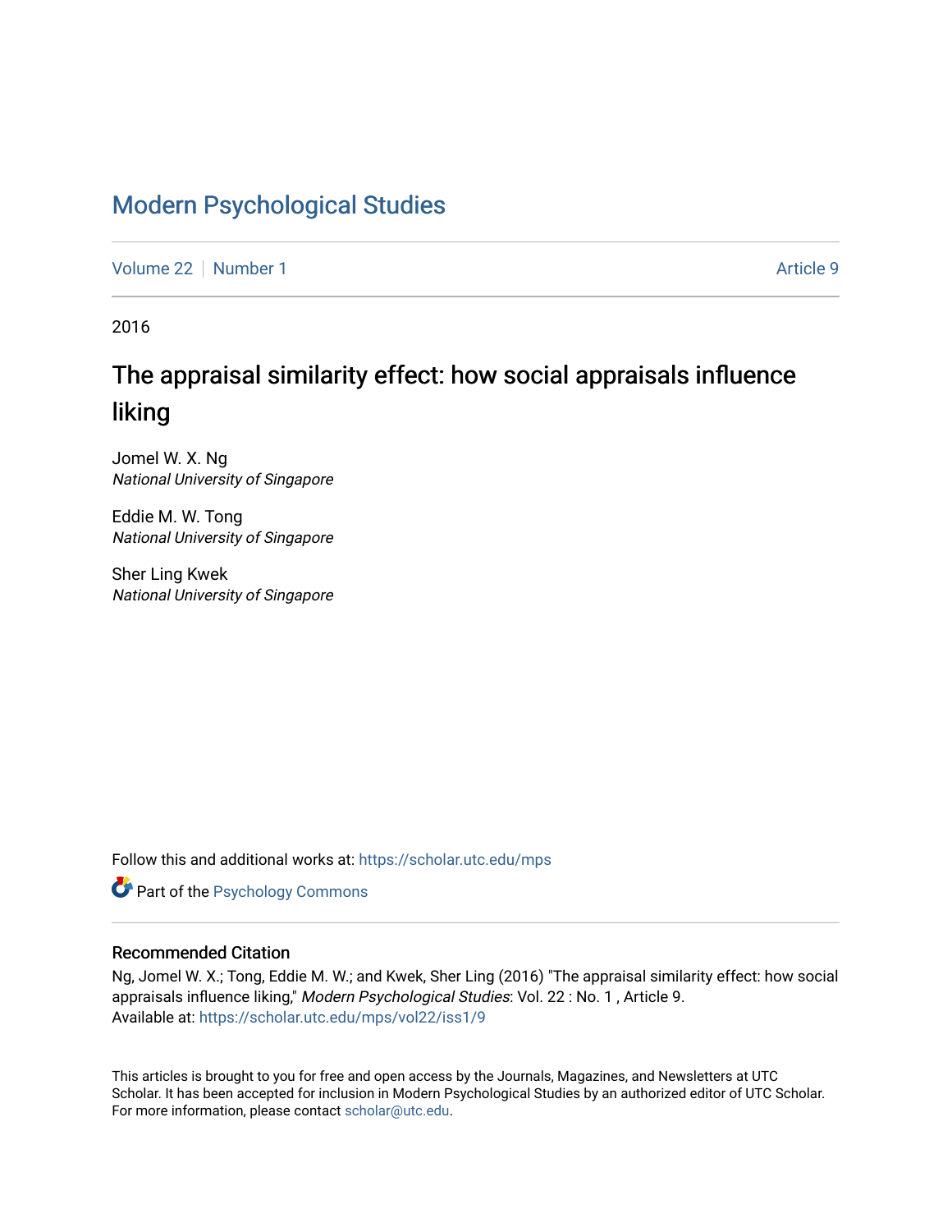# Modern Psychological Studies

Volume 22 | Number 1 | Article 9

2016

## The appraisal similarity effect: how social appraisals influence liking

Jomel W. X. Ng
*National University of Singapore*

Eddie M. W. Tong
*National University of Singapore*

Sher Ling Kwek
*National University of Singapore*

Follow this and additional works at: https://scholar.utc.edu/mps

Part of the Psychology Commons

### Recommended Citation

Ng, Jomel W. X.; Tong, Eddie M. W.; and Kwek, Sher Ling (2016) "The appraisal similarity effect: how social appraisals influence liking," *Modern Psychological Studies*: Vol. 22 : No. 1 , Article 9.
Available at: https://scholar.utc.edu/mps/vol22/iss1/9

This articles is brought to you for free and open access by the Journals, Magazines, and Newsletters at UTC Scholar. It has been accepted for inclusion in Modern Psychological Studies by an authorized editor of UTC Scholar. For more information, please contact scholar@utc.edu.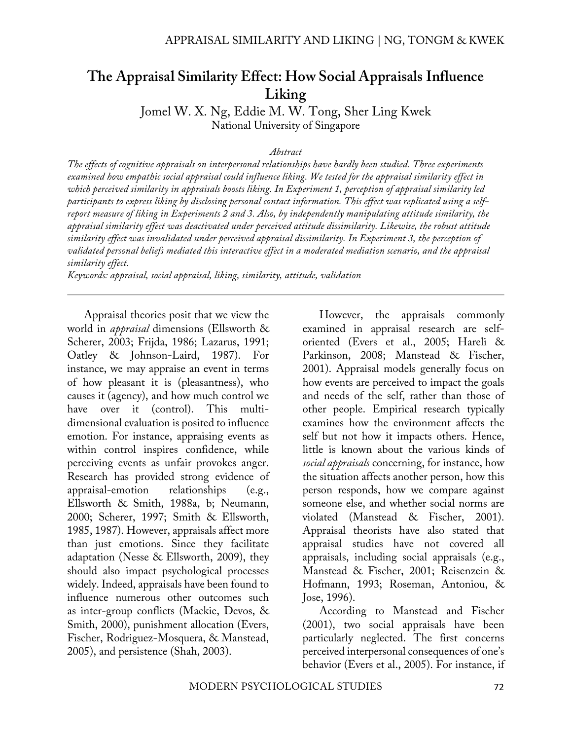# The Appraisal Similarity Effect: How Social Appraisals Influence Liking

Jomel W. X. Ng, Eddie M. W. Tong, Sher Ling Kwek
National University of Singapore

*Abstract*

*The effects of cognitive appraisals on interpersonal relationships have hardly been studied. Three experiments examined how empathic social appraisal could influence liking. We tested for the appraisal similarity effect in which perceived similarity in appraisals boosts liking. In Experiment 1, perception of appraisal similarity led participants to express liking by disclosing personal contact information. This effect was replicated using a self-report measure of liking in Experiments 2 and 3. Also, by independently manipulating attitude similarity, the appraisal similarity effect was deactivated under perceived attitude dissimilarity. Likewise, the robust attitude similarity effect was invalidated under perceived appraisal dissimilarity. In Experiment 3, the perception of validated personal beliefs mediated this interactive effect in a moderated mediation scenario, and the appraisal similarity effect.*

*Keywords: appraisal, social appraisal, liking, similarity, attitude, validation*

---

Appraisal theories posit that we view the world in *appraisal* dimensions (Ellsworth & Scherer, 2003; Frijda, 1986; Lazarus, 1991; Oatley & Johnson-Laird, 1987). For instance, we may appraise an event in terms of how pleasant it is (pleasantness), who causes it (agency), and how much control we have over it (control). This multi-dimensional evaluation is posited to influence emotion. For instance, appraising events as within control inspires confidence, while perceiving events as unfair provokes anger. Research has provided strong evidence of appraisal-emotion relationships (e.g., Ellsworth & Smith, 1988a, b; Neumann, 2000; Scherer, 1997; Smith & Ellsworth, 1985, 1987). However, appraisals affect more than just emotions. Since they facilitate adaptation (Nesse & Ellsworth, 2009), they should also impact psychological processes widely. Indeed, appraisals have been found to influence numerous other outcomes such as inter-group conflicts (Mackie, Devos, & Smith, 2000), punishment allocation (Evers, Fischer, Rodriguez-Mosquera, & Manstead, 2005), and persistence (Shah, 2003).

However, the appraisals commonly examined in appraisal research are self-oriented (Evers et al., 2005; Hareli & Parkinson, 2008; Manstead & Fischer, 2001). Appraisal models generally focus on how events are perceived to impact the goals and needs of the self, rather than those of other people. Empirical research typically examines how the environment affects the self but not how it impacts others. Hence, little is known about the various kinds of *social appraisals* concerning, for instance, how the situation affects another person, how this person responds, how we compare against someone else, and whether social norms are violated (Manstead & Fischer, 2001). Appraisal theorists have also stated that appraisal studies have not covered all appraisals, including social appraisals (e.g., Manstead & Fischer, 2001; Reisenzein & Hofmann, 1993; Roseman, Antoniou, & Jose, 1996).

According to Manstead and Fischer (2001), two social appraisals have been particularly neglected. The first concerns perceived interpersonal consequences of one's behavior (Evers et al., 2005). For instance, if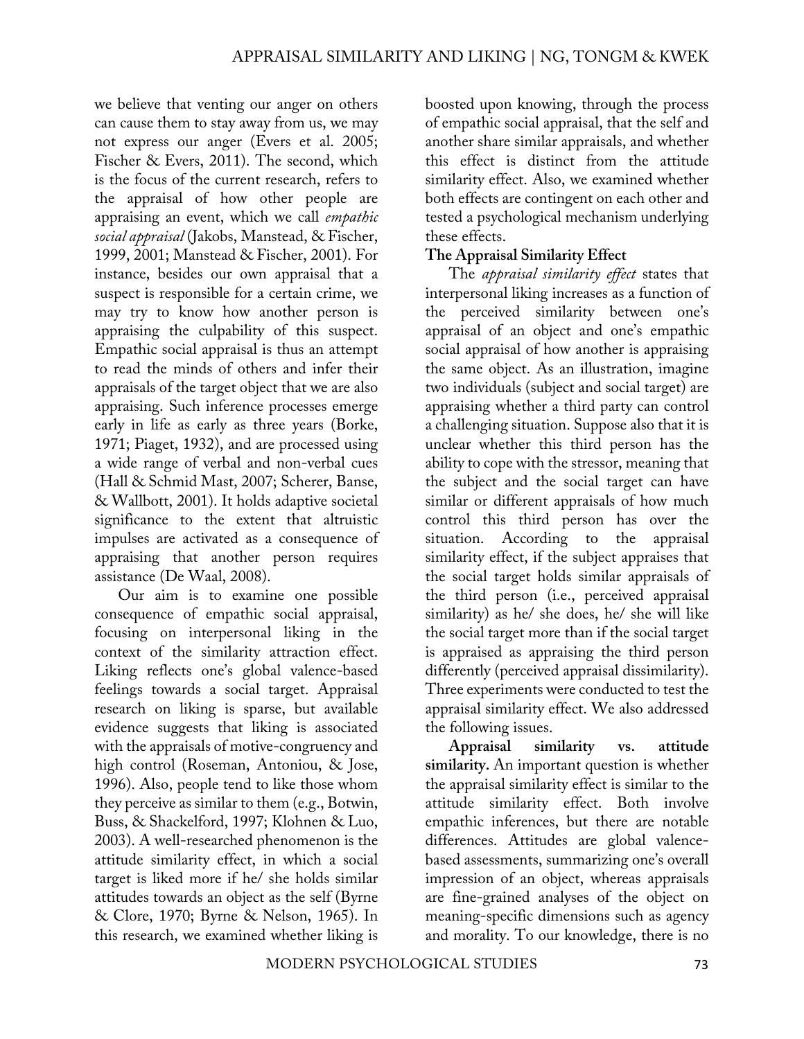we believe that venting our anger on others can cause them to stay away from us, we may not express our anger (Evers et al. 2005; Fischer & Evers, 2011). The second, which is the focus of the current research, refers to the appraisal of how other people are appraising an event, which we call *empathic social appraisal* (Jakobs, Manstead, & Fischer, 1999, 2001; Manstead & Fischer, 2001). For instance, besides our own appraisal that a suspect is responsible for a certain crime, we may try to know how another person is appraising the culpability of this suspect. Empathic social appraisal is thus an attempt to read the minds of others and infer their appraisals of the target object that we are also appraising. Such inference processes emerge early in life as early as three years (Borke, 1971; Piaget, 1932), and are processed using a wide range of verbal and non-verbal cues (Hall & Schmid Mast, 2007; Scherer, Banse, & Wallbott, 2001). It holds adaptive societal significance to the extent that altruistic impulses are activated as a consequence of appraising that another person requires assistance (De Waal, 2008).

Our aim is to examine one possible consequence of empathic social appraisal, focusing on interpersonal liking in the context of the similarity attraction effect. Liking reflects one's global valence-based feelings towards a social target. Appraisal research on liking is sparse, but available evidence suggests that liking is associated with the appraisals of motive-congruency and high control (Roseman, Antoniou, & Jose, 1996). Also, people tend to like those whom they perceive as similar to them (e.g., Botwin, Buss, & Shackelford, 1997; Klohnen & Luo, 2003). A well-researched phenomenon is the attitude similarity effect, in which a social target is liked more if he/ she holds similar attitudes towards an object as the self (Byrne & Clore, 1970; Byrne & Nelson, 1965). In this research, we examined whether liking is boosted upon knowing, through the process of empathic social appraisal, that the self and another share similar appraisals, and whether this effect is distinct from the attitude similarity effect. Also, we examined whether both effects are contingent on each other and tested a psychological mechanism underlying these effects.

## The Appraisal Similarity Effect

The *appraisal similarity effect* states that interpersonal liking increases as a function of the perceived similarity between one's appraisal of an object and one's empathic social appraisal of how another is appraising the same object. As an illustration, imagine two individuals (subject and social target) are appraising whether a third party can control a challenging situation. Suppose also that it is unclear whether this third person has the ability to cope with the stressor, meaning that the subject and the social target can have similar or different appraisals of how much control this third person has over the situation. According to the appraisal similarity effect, if the subject appraises that the social target holds similar appraisals of the third person (i.e., perceived appraisal similarity) as he/ she does, he/ she will like the social target more than if the social target is appraised as appraising the third person differently (perceived appraisal dissimilarity). Three experiments were conducted to test the appraisal similarity effect. We also addressed the following issues.

**Appraisal similarity vs. attitude similarity.** An important question is whether the appraisal similarity effect is similar to the attitude similarity effect. Both involve empathic inferences, but there are notable differences. Attitudes are global valence-based assessments, summarizing one's overall impression of an object, whereas appraisals are fine-grained analyses of the object on meaning-specific dimensions such as agency and morality. To our knowledge, there is no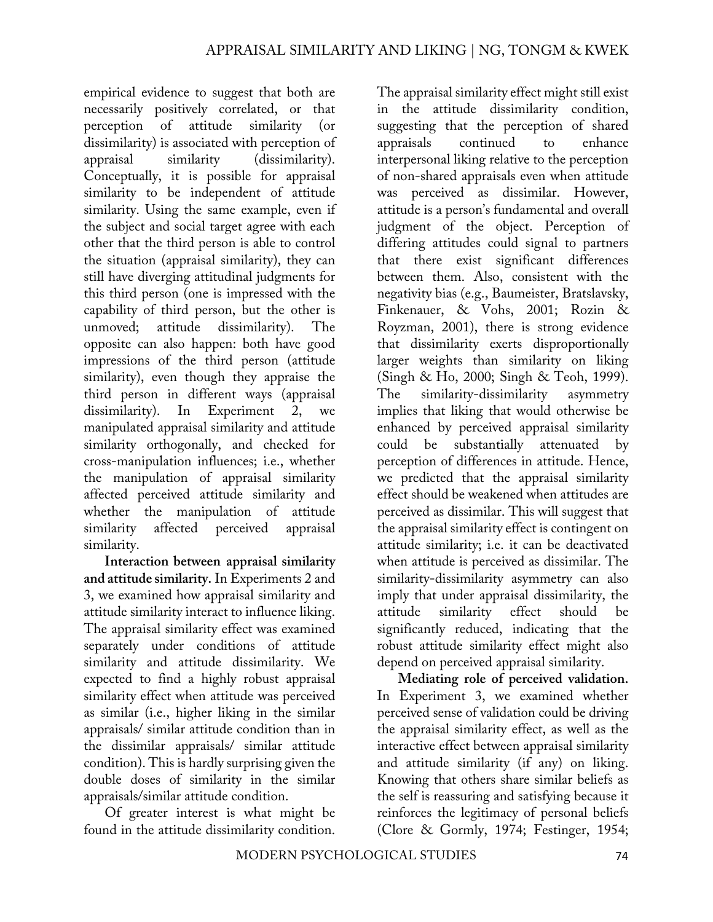empirical evidence to suggest that both are necessarily positively correlated, or that perception of attitude similarity (or dissimilarity) is associated with perception of appraisal similarity (dissimilarity). Conceptually, it is possible for appraisal similarity to be independent of attitude similarity. Using the same example, even if the subject and social target agree with each other that the third person is able to control the situation (appraisal similarity), they can still have diverging attitudinal judgments for this third person (one is impressed with the capability of third person, but the other is unmoved; attitude dissimilarity). The opposite can also happen: both have good impressions of the third person (attitude similarity), even though they appraise the third person in different ways (appraisal dissimilarity). In Experiment 2, we manipulated appraisal similarity and attitude similarity orthogonally, and checked for cross-manipulation influences; i.e., whether the manipulation of appraisal similarity affected perceived attitude similarity and whether the manipulation of attitude similarity affected perceived appraisal similarity.

**Interaction between appraisal similarity and attitude similarity.** In Experiments 2 and 3, we examined how appraisal similarity and attitude similarity interact to influence liking. The appraisal similarity effect was examined separately under conditions of attitude similarity and attitude dissimilarity. We expected to find a highly robust appraisal similarity effect when attitude was perceived as similar (i.e., higher liking in the similar appraisals/ similar attitude condition than in the dissimilar appraisals/ similar attitude condition). This is hardly surprising given the double doses of similarity in the similar appraisals/similar attitude condition.

Of greater interest is what might be found in the attitude dissimilarity condition. The appraisal similarity effect might still exist in the attitude dissimilarity condition, suggesting that the perception of shared appraisals continued to enhance interpersonal liking relative to the perception of non-shared appraisals even when attitude was perceived as dissimilar. However, attitude is a person's fundamental and overall judgment of the object. Perception of differing attitudes could signal to partners that there exist significant differences between them. Also, consistent with the negativity bias (e.g., Baumeister, Bratslavsky, Finkenauer, & Vohs, 2001; Rozin & Royzman, 2001), there is strong evidence that dissimilarity exerts disproportionally larger weights than similarity on liking (Singh & Ho, 2000; Singh & Teoh, 1999). The similarity-dissimilarity asymmetry implies that liking that would otherwise be enhanced by perceived appraisal similarity could be substantially attenuated by perception of differences in attitude. Hence, we predicted that the appraisal similarity effect should be weakened when attitudes are perceived as dissimilar. This will suggest that the appraisal similarity effect is contingent on attitude similarity; i.e. it can be deactivated when attitude is perceived as dissimilar. The similarity-dissimilarity asymmetry can also imply that under appraisal dissimilarity, the attitude similarity effect should be significantly reduced, indicating that the robust attitude similarity effect might also depend on perceived appraisal similarity.

**Mediating role of perceived validation.** In Experiment 3, we examined whether perceived sense of validation could be driving the appraisal similarity effect, as well as the interactive effect between appraisal similarity and attitude similarity (if any) on liking. Knowing that others share similar beliefs as the self is reassuring and satisfying because it reinforces the legitimacy of personal beliefs (Clore & Gormly, 1974; Festinger, 1954;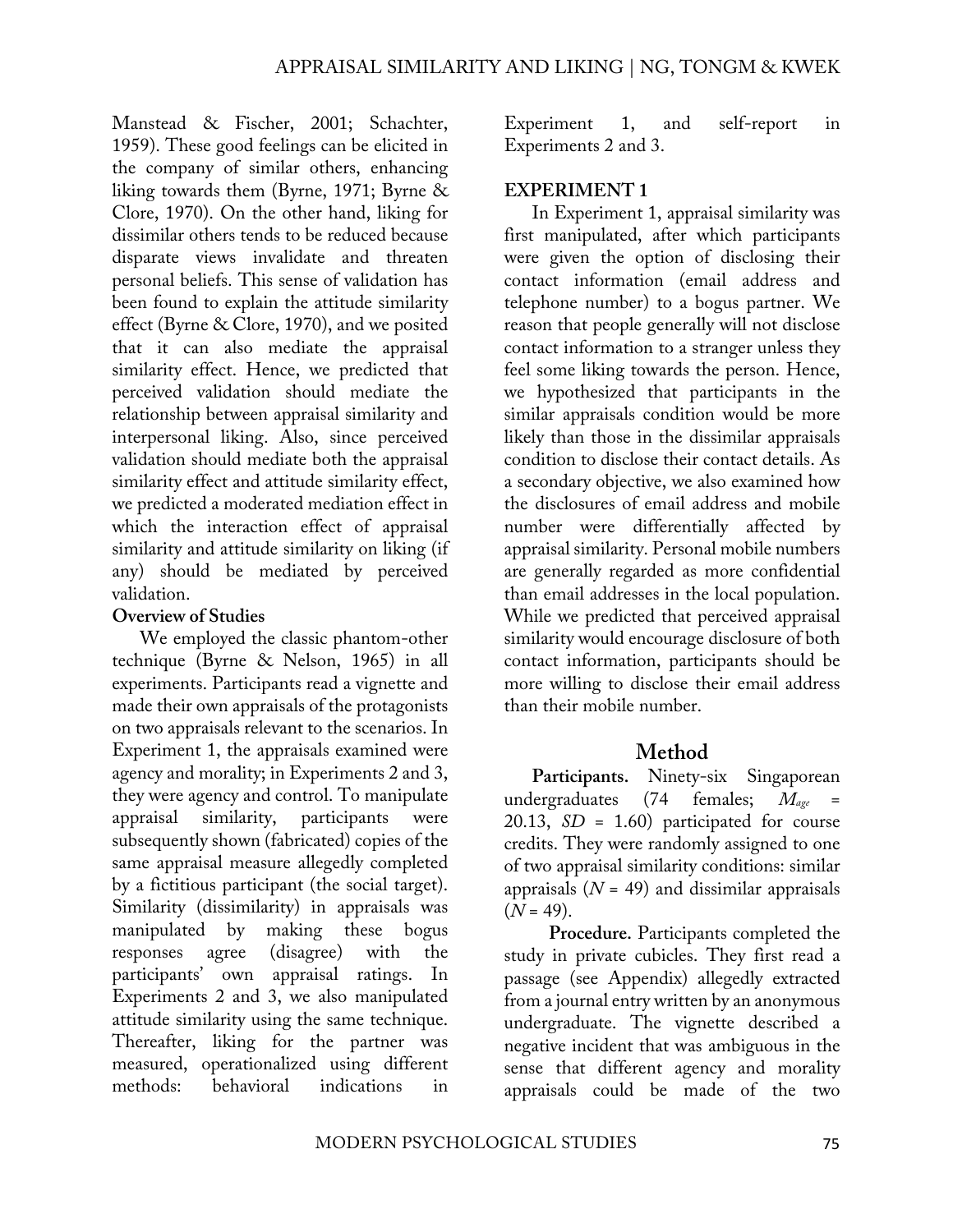Manstead & Fischer, 2001; Schachter, 1959). These good feelings can be elicited in the company of similar others, enhancing liking towards them (Byrne, 1971; Byrne & Clore, 1970). On the other hand, liking for dissimilar others tends to be reduced because disparate views invalidate and threaten personal beliefs. This sense of validation has been found to explain the attitude similarity effect (Byrne & Clore, 1970), and we posited that it can also mediate the appraisal similarity effect. Hence, we predicted that perceived validation should mediate the relationship between appraisal similarity and interpersonal liking. Also, since perceived validation should mediate both the appraisal similarity effect and attitude similarity effect, we predicted a moderated mediation effect in which the interaction effect of appraisal similarity and attitude similarity on liking (if any) should be mediated by perceived validation.

**Overview of Studies**

We employed the classic phantom-other technique (Byrne & Nelson, 1965) in all experiments. Participants read a vignette and made their own appraisals of the protagonists on two appraisals relevant to the scenarios. In Experiment 1, the appraisals examined were agency and morality; in Experiments 2 and 3, they were agency and control. To manipulate appraisal similarity, participants were subsequently shown (fabricated) copies of the same appraisal measure allegedly completed by a fictitious participant (the social target). Similarity (dissimilarity) in appraisals was manipulated by making these bogus responses agree (disagree) with the participants' own appraisal ratings. In Experiments 2 and 3, we also manipulated attitude similarity using the same technique. Thereafter, liking for the partner was measured, operationalized using different methods: behavioral indications in Experiment 1, and self-report in Experiments 2 and 3.

**EXPERIMENT 1**

In Experiment 1, appraisal similarity was first manipulated, after which participants were given the option of disclosing their contact information (email address and telephone number) to a bogus partner. We reason that people generally will not disclose contact information to a stranger unless they feel some liking towards the person. Hence, we hypothesized that participants in the similar appraisals condition would be more likely than those in the dissimilar appraisals condition to disclose their contact details. As a secondary objective, we also examined how the disclosures of email address and mobile number were differentially affected by appraisal similarity. Personal mobile numbers are generally regarded as more confidential than email addresses in the local population. While we predicted that perceived appraisal similarity would encourage disclosure of both contact information, participants should be more willing to disclose their email address than their mobile number.

## Method

**Participants.** Ninety-six Singaporean undergraduates (74 females; $M_{age}$ = 20.13, *SD* = 1.60) participated for course credits. They were randomly assigned to one of two appraisal similarity conditions: similar appraisals (*N* = 49) and dissimilar appraisals (*N* = 49).

**Procedure.** Participants completed the study in private cubicles. They first read a passage (see Appendix) allegedly extracted from a journal entry written by an anonymous undergraduate. The vignette described a negative incident that was ambiguous in the sense that different agency and morality appraisals could be made of the two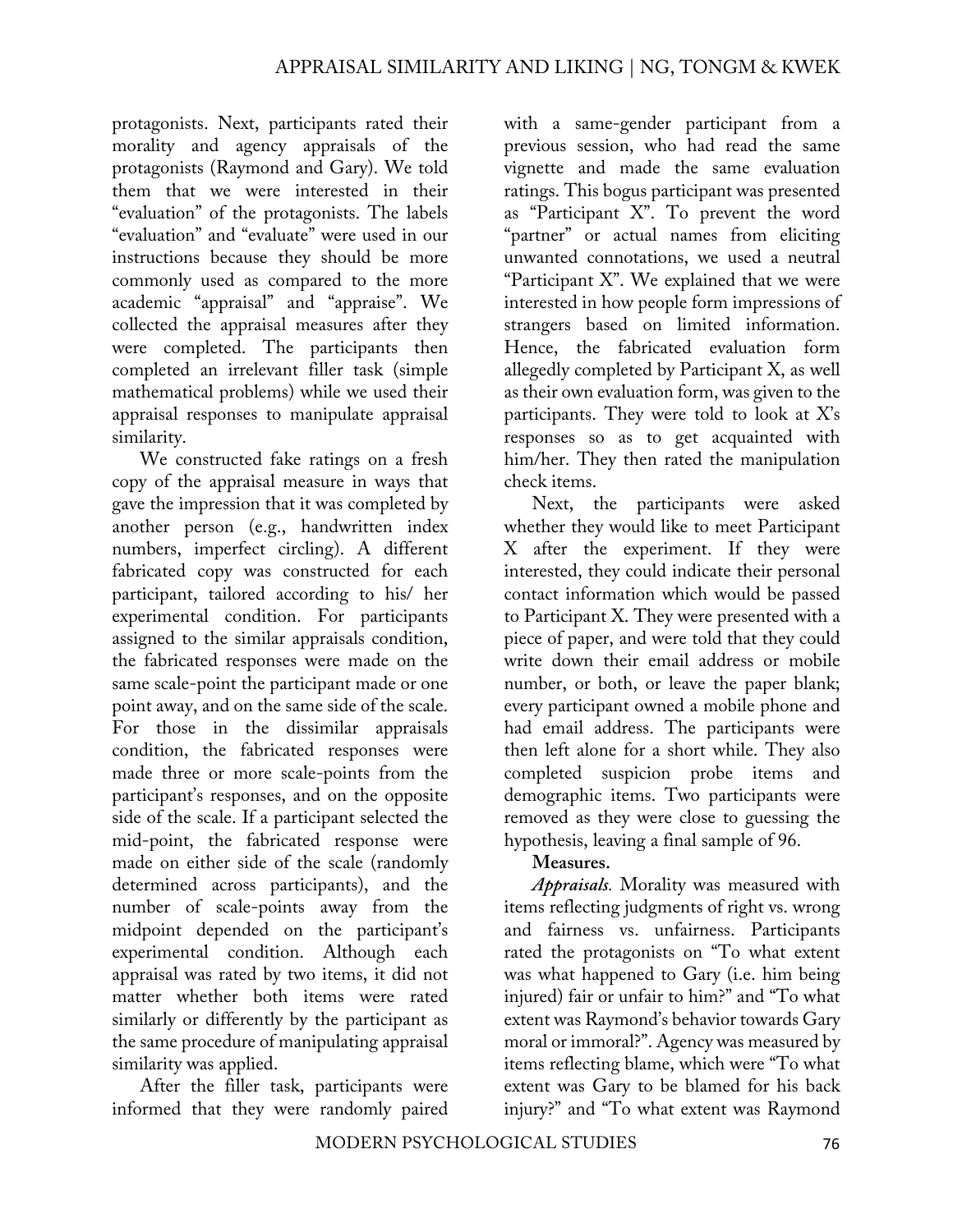protagonists. Next, participants rated their morality and agency appraisals of the protagonists (Raymond and Gary). We told them that we were interested in their "evaluation" of the protagonists. The labels "evaluation" and "evaluate" were used in our instructions because they should be more commonly used as compared to the more academic "appraisal" and "appraise". We collected the appraisal measures after they were completed. The participants then completed an irrelevant filler task (simple mathematical problems) while we used their appraisal responses to manipulate appraisal similarity.

We constructed fake ratings on a fresh copy of the appraisal measure in ways that gave the impression that it was completed by another person (e.g., handwritten index numbers, imperfect circling). A different fabricated copy was constructed for each participant, tailored according to his/ her experimental condition. For participants assigned to the similar appraisals condition, the fabricated responses were made on the same scale-point the participant made or one point away, and on the same side of the scale. For those in the dissimilar appraisals condition, the fabricated responses were made three or more scale-points from the participant's responses, and on the opposite side of the scale. If a participant selected the mid-point, the fabricated response were made on either side of the scale (randomly determined across participants), and the number of scale-points away from the midpoint depended on the participant's experimental condition. Although each appraisal was rated by two items, it did not matter whether both items were rated similarly or differently by the participant as the same procedure of manipulating appraisal similarity was applied.

After the filler task, participants were informed that they were randomly paired with a same-gender participant from a previous session, who had read the same vignette and made the same evaluation ratings. This bogus participant was presented as "Participant X". To prevent the word "partner" or actual names from eliciting unwanted connotations, we used a neutral "Participant X". We explained that we were interested in how people form impressions of strangers based on limited information. Hence, the fabricated evaluation form allegedly completed by Participant X, as well as their own evaluation form, was given to the participants. They were told to look at X's responses so as to get acquainted with him/her. They then rated the manipulation check items.

Next, the participants were asked whether they would like to meet Participant X after the experiment. If they were interested, they could indicate their personal contact information which would be passed to Participant X. They were presented with a piece of paper, and were told that they could write down their email address or mobile number, or both, or leave the paper blank; every participant owned a mobile phone and had email address. The participants were then left alone for a short while. They also completed suspicion probe items and demographic items. Two participants were removed as they were close to guessing the hypothesis, leaving a final sample of 96.

**Measures.**

***Appraisals.*** Morality was measured with items reflecting judgments of right vs. wrong and fairness vs. unfairness. Participants rated the protagonists on "To what extent was what happened to Gary (i.e. him being injured) fair or unfair to him?" and "To what extent was Raymond's behavior towards Gary moral or immoral?". Agency was measured by items reflecting blame, which were "To what extent was Gary to be blamed for his back injury?" and "To what extent was Raymond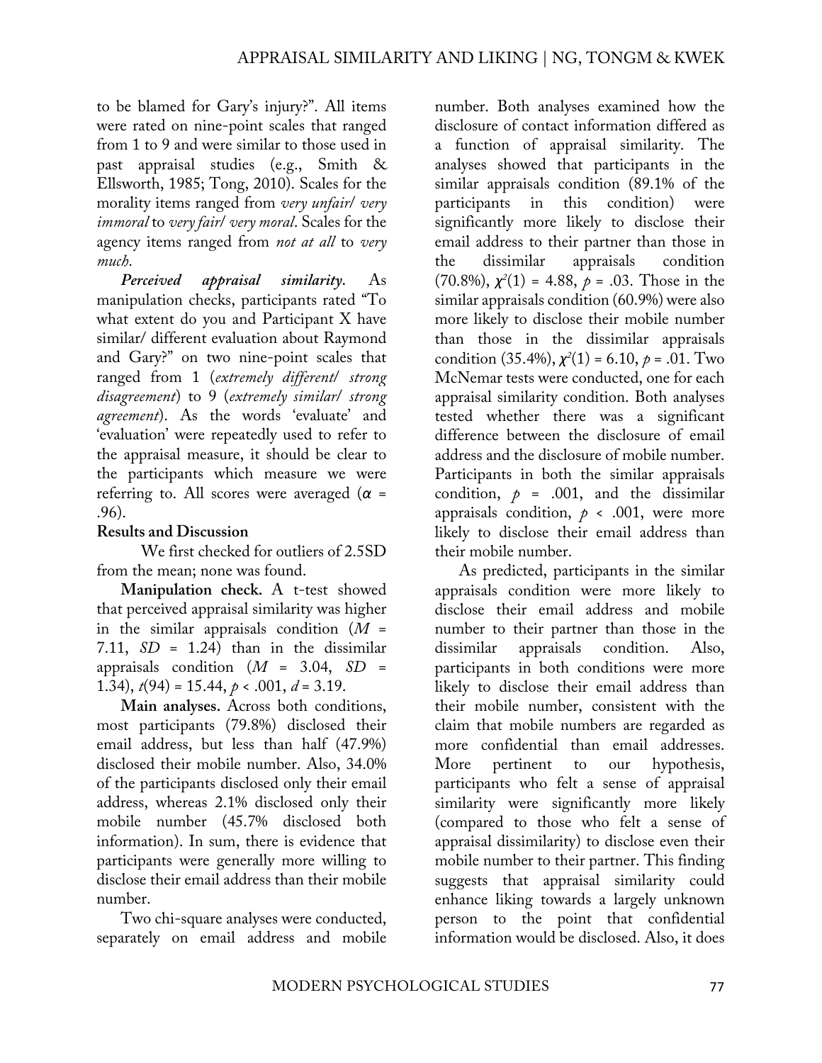to be blamed for Gary's injury?". All items were rated on nine-point scales that ranged from 1 to 9 and were similar to those used in past appraisal studies (e.g., Smith & Ellsworth, 1985; Tong, 2010). Scales for the morality items ranged from *very unfair/ very immoral* to *very fair/ very moral*. Scales for the agency items ranged from *not at all* to *very much*.

***Perceived appraisal similarity.*** As manipulation checks, participants rated "To what extent do you and Participant X have similar/ different evaluation about Raymond and Gary?" on two nine-point scales that ranged from 1 (*extremely different/ strong disagreement*) to 9 (*extremely similar/ strong agreement*). As the words 'evaluate' and 'evaluation' were repeatedly used to refer to the appraisal measure, it should be clear to the participants which measure we were referring to. All scores were averaged ($\alpha$ = .96).

**Results and Discussion**

We first checked for outliers of 2.5SD from the mean; none was found.

**Manipulation check.** A t-test showed that perceived appraisal similarity was higher in the similar appraisals condition ($M$ = 7.11, $SD$ = 1.24) than in the dissimilar appraisals condition ($M$ = 3.04, $SD$ = 1.34), $t(94) = 15.44$, $p < .001$, $d = 3.19$.

**Main analyses.** Across both conditions, most participants (79.8%) disclosed their email address, but less than half (47.9%) disclosed their mobile number. Also, 34.0% of the participants disclosed only their email address, whereas 2.1% disclosed only their mobile number (45.7% disclosed both information). In sum, there is evidence that participants were generally more willing to disclose their email address than their mobile number.

Two chi-square analyses were conducted, separately on email address and mobile number. Both analyses examined how the disclosure of contact information differed as a function of appraisal similarity. The analyses showed that participants in the similar appraisals condition (89.1% of the participants in this condition) were significantly more likely to disclose their email address to their partner than those in the dissimilar appraisals condition (70.8%), $\chi^2(1) = 4.88$, $p = .03$. Those in the similar appraisals condition (60.9%) were also more likely to disclose their mobile number than those in the dissimilar appraisals condition (35.4%), $\chi^2(1) = 6.10$, $p = .01$. Two McNemar tests were conducted, one for each appraisal similarity condition. Both analyses tested whether there was a significant difference between the disclosure of email address and the disclosure of mobile number. Participants in both the similar appraisals condition, $p = .001$, and the dissimilar appraisals condition, $p < .001$, were more likely to disclose their email address than their mobile number.

As predicted, participants in the similar appraisals condition were more likely to disclose their email address and mobile number to their partner than those in the dissimilar appraisals condition. Also, participants in both conditions were more likely to disclose their email address than their mobile number, consistent with the claim that mobile numbers are regarded as more confidential than email addresses. More pertinent to our hypothesis, participants who felt a sense of appraisal similarity were significantly more likely (compared to those who felt a sense of appraisal dissimilarity) to disclose even their mobile number to their partner. This finding suggests that appraisal similarity could enhance liking towards a largely unknown person to the point that confidential information would be disclosed. Also, it does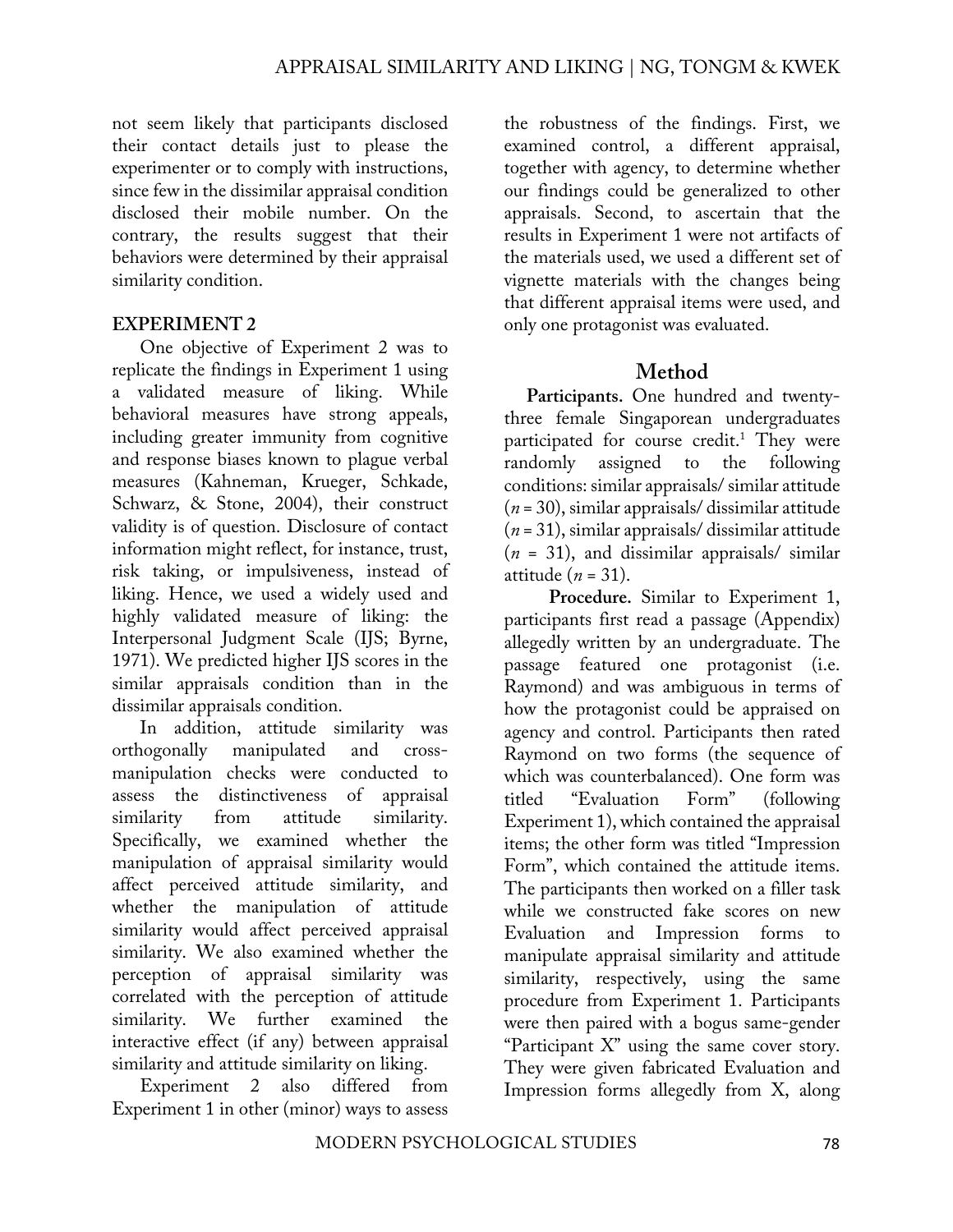not seem likely that participants disclosed their contact details just to please the experimenter or to comply with instructions, since few in the dissimilar appraisal condition disclosed their mobile number. On the contrary, the results suggest that their behaviors were determined by their appraisal similarity condition.

## EXPERIMENT 2

One objective of Experiment 2 was to replicate the findings in Experiment 1 using a validated measure of liking. While behavioral measures have strong appeals, including greater immunity from cognitive and response biases known to plague verbal measures (Kahneman, Krueger, Schkade, Schwarz, & Stone, 2004), their construct validity is of question. Disclosure of contact information might reflect, for instance, trust, risk taking, or impulsiveness, instead of liking. Hence, we used a widely used and highly validated measure of liking: the Interpersonal Judgment Scale (IJS; Byrne, 1971). We predicted higher IJS scores in the similar appraisals condition than in the dissimilar appraisals condition.

In addition, attitude similarity was orthogonally manipulated and cross-manipulation checks were conducted to assess the distinctiveness of appraisal similarity from attitude similarity. Specifically, we examined whether the manipulation of appraisal similarity would affect perceived attitude similarity, and whether the manipulation of attitude similarity would affect perceived appraisal similarity. We also examined whether the perception of appraisal similarity was correlated with the perception of attitude similarity. We further examined the interactive effect (if any) between appraisal similarity and attitude similarity on liking.

Experiment 2 also differed from Experiment 1 in other (minor) ways to assess the robustness of the findings. First, we examined control, a different appraisal, together with agency, to determine whether our findings could be generalized to other appraisals. Second, to ascertain that the results in Experiment 1 were not artifacts of the materials used, we used a different set of vignette materials with the changes being that different appraisal items were used, and only one protagonist was evaluated.

## Method

**Participants.** One hundred and twenty-three female Singaporean undergraduates participated for course credit.[1] They were randomly assigned to the following conditions: similar appraisals/ similar attitude ($n$ = 30), similar appraisals/ dissimilar attitude ($n$ = 31), similar appraisals/ dissimilar attitude ($n$ = 31), and dissimilar appraisals/ similar attitude ($n$ = 31).

**Procedure.** Similar to Experiment 1, participants first read a passage (Appendix) allegedly written by an undergraduate. The passage featured one protagonist (i.e. Raymond) and was ambiguous in terms of how the protagonist could be appraised on agency and control. Participants then rated Raymond on two forms (the sequence of which was counterbalanced). One form was titled "Evaluation Form" (following Experiment 1), which contained the appraisal items; the other form was titled "Impression Form", which contained the attitude items. The participants then worked on a filler task while we constructed fake scores on new Evaluation and Impression forms to manipulate appraisal similarity and attitude similarity, respectively, using the same procedure from Experiment 1. Participants were then paired with a bogus same-gender "Participant X" using the same cover story. They were given fabricated Evaluation and Impression forms allegedly from X, along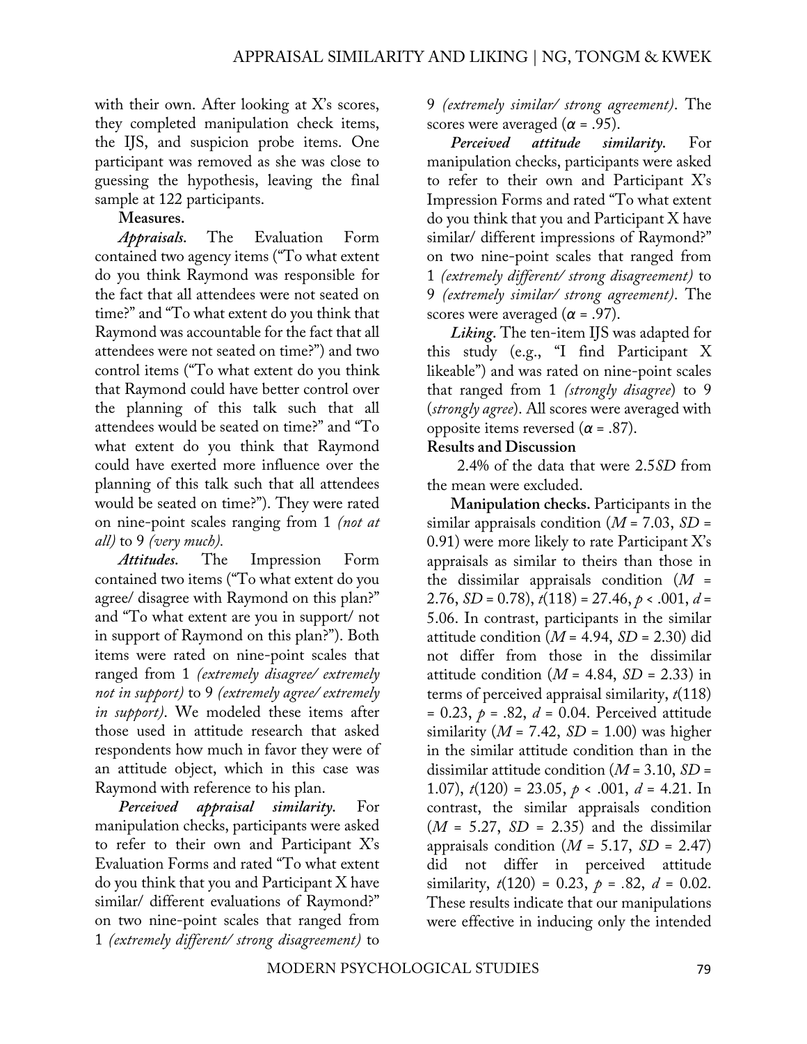with their own. After looking at X's scores, they completed manipulation check items, the IJS, and suspicion probe items. One participant was removed as she was close to guessing the hypothesis, leaving the final sample at 122 participants.

**Measures.**

***Appraisals.*** The Evaluation Form contained two agency items ("To what extent do you think Raymond was responsible for the fact that all attendees were not seated on time?" and "To what extent do you think that Raymond was accountable for the fact that all attendees were not seated on time?") and two control items ("To what extent do you think that Raymond could have better control over the planning of this talk such that all attendees would be seated on time?" and "To what extent do you think that Raymond could have exerted more influence over the planning of this talk such that all attendees would be seated on time?"). They were rated on nine-point scales ranging from 1 *(not at all)* to 9 *(very much).*

***Attitudes.*** The Impression Form contained two items ("To what extent do you agree/ disagree with Raymond on this plan?" and "To what extent are you in support/ not in support of Raymond on this plan?"). Both items were rated on nine-point scales that ranged from 1 *(extremely disagree/ extremely not in support)* to 9 *(extremely agree/ extremely in support)*. We modeled these items after those used in attitude research that asked respondents how much in favor they were of an attitude object, which in this case was Raymond with reference to his plan.

***Perceived appraisal similarity.*** For manipulation checks, participants were asked to refer to their own and Participant X's Evaluation Forms and rated "To what extent do you think that you and Participant X have similar/ different evaluations of Raymond?" on two nine-point scales that ranged from 1 *(extremely different/ strong disagreement)* to 9 *(extremely similar/ strong agreement)*. The scores were averaged ($\alpha$ = .95).

***Perceived attitude similarity.*** For manipulation checks, participants were asked to refer to their own and Participant X's Impression Forms and rated "To what extent do you think that you and Participant X have similar/ different impressions of Raymond?" on two nine-point scales that ranged from 1 *(extremely different/ strong disagreement)* to 9 *(extremely similar/ strong agreement)*. The scores were averaged ($\alpha$ = .97).

***Liking.*** The ten-item IJS was adapted for this study (e.g., "I find Participant X likeable") and was rated on nine-point scales that ranged from 1 *(strongly disagree)* to 9 (*strongly agree*). All scores were averaged with opposite items reversed ($\alpha$ = .87).

**Results and Discussion**

2.4% of the data that were 2.5*SD* from the mean were excluded.

**Manipulation checks.** Participants in the similar appraisals condition ($M$ = 7.03, $SD$ = 0.91) were more likely to rate Participant X's appraisals as similar to theirs than those in the dissimilar appraisals condition ($M$ = 2.76, $SD$ = 0.78), $t(118)$ = 27.46, $p$ < .001, $d$ = 5.06. In contrast, participants in the similar attitude condition ($M$ = 4.94, $SD$ = 2.30) did not differ from those in the dissimilar attitude condition ($M$ = 4.84, $SD$ = 2.33) in terms of perceived appraisal similarity, $t(118)$ = 0.23, $p$ = .82, $d$ = 0.04. Perceived attitude similarity ($M$ = 7.42, $SD$ = 1.00) was higher in the similar attitude condition than in the dissimilar attitude condition ($M$ = 3.10, $SD$ = 1.07), $t(120)$ = 23.05, $p$ < .001, $d$ = 4.21. In contrast, the similar appraisals condition ($M$ = 5.27, $SD$ = 2.35) and the dissimilar appraisals condition ($M$ = 5.17, $SD$ = 2.47) did not differ in perceived attitude similarity, $t(120)$ = 0.23, $p$ = .82, $d$ = 0.02. These results indicate that our manipulations were effective in inducing only the intended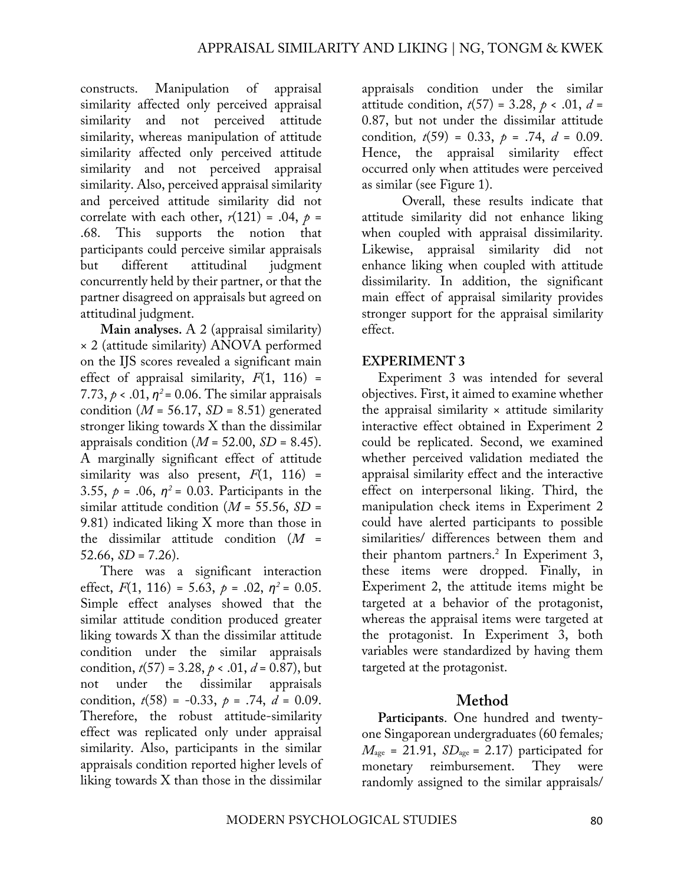constructs. Manipulation of appraisal similarity affected only perceived appraisal similarity and not perceived attitude similarity, whereas manipulation of attitude similarity affected only perceived attitude similarity and not perceived appraisal similarity. Also, perceived appraisal similarity and perceived attitude similarity did not correlate with each other, $r(121) = .04$, $p = .68$. This supports the notion that participants could perceive similar appraisals but different attitudinal judgment concurrently held by their partner, or that the partner disagreed on appraisals but agreed on attitudinal judgment.

**Main analyses.** A 2 (appraisal similarity) × 2 (attitude similarity) ANOVA performed on the IJS scores revealed a significant main effect of appraisal similarity, $F(1, 116) = 7.73$, $p < .01$, $\eta^2 = 0.06$. The similar appraisals condition ($M = 56.17$, $SD = 8.51$) generated stronger liking towards X than the dissimilar appraisals condition ($M = 52.00$, $SD = 8.45$). A marginally significant effect of attitude similarity was also present, $F(1, 116) = 3.55$, $p = .06$, $\eta^2 = 0.03$. Participants in the similar attitude condition ($M = 55.56$, $SD = 9.81$) indicated liking X more than those in the dissimilar attitude condition ($M = 52.66$, $SD = 7.26$).

There was a significant interaction effect, $F(1, 116) = 5.63$, $p = .02$, $\eta^2 = 0.05$. Simple effect analyses showed that the similar attitude condition produced greater liking towards X than the dissimilar attitude condition under the similar appraisals condition, $t(57) = 3.28$, $p < .01$, $d = 0.87$), but not under the dissimilar appraisals condition, $t(58) = -0.33$, $p = .74$, $d = 0.09$. Therefore, the robust attitude-similarity effect was replicated only under appraisal similarity. Also, participants in the similar appraisals condition reported higher levels of liking towards X than those in the dissimilar appraisals condition under the similar attitude condition, $t(57) = 3.28$, $p < .01$, $d = 0.87$, but not under the dissimilar attitude condition, $t(59) = 0.33$, $p = .74$, $d = 0.09$. Hence, the appraisal similarity effect occurred only when attitudes were perceived as similar (see Figure 1).

Overall, these results indicate that attitude similarity did not enhance liking when coupled with appraisal dissimilarity. Likewise, appraisal similarity did not enhance liking when coupled with attitude dissimilarity. In addition, the significant main effect of appraisal similarity provides stronger support for the appraisal similarity effect.

## EXPERIMENT 3

Experiment 3 was intended for several objectives. First, it aimed to examine whether the appraisal similarity × attitude similarity interactive effect obtained in Experiment 2 could be replicated. Second, we examined whether perceived validation mediated the appraisal similarity effect and the interactive effect on interpersonal liking. Third, the manipulation check items in Experiment 2 could have alerted participants to possible similarities/ differences between them and their phantom partners.[2] In Experiment 3, these items were dropped. Finally, in Experiment 2, the attitude items might be targeted at a behavior of the protagonist, whereas the appraisal items were targeted at the protagonist. In Experiment 3, both variables were standardized by having them targeted at the protagonist.

### Method

**Participants**. One hundred and twenty-one Singaporean undergraduates (60 females; $M_{age} = 21.91$, $SD_{age} = 2.17$) participated for monetary reimbursement. They were randomly assigned to the similar appraisals/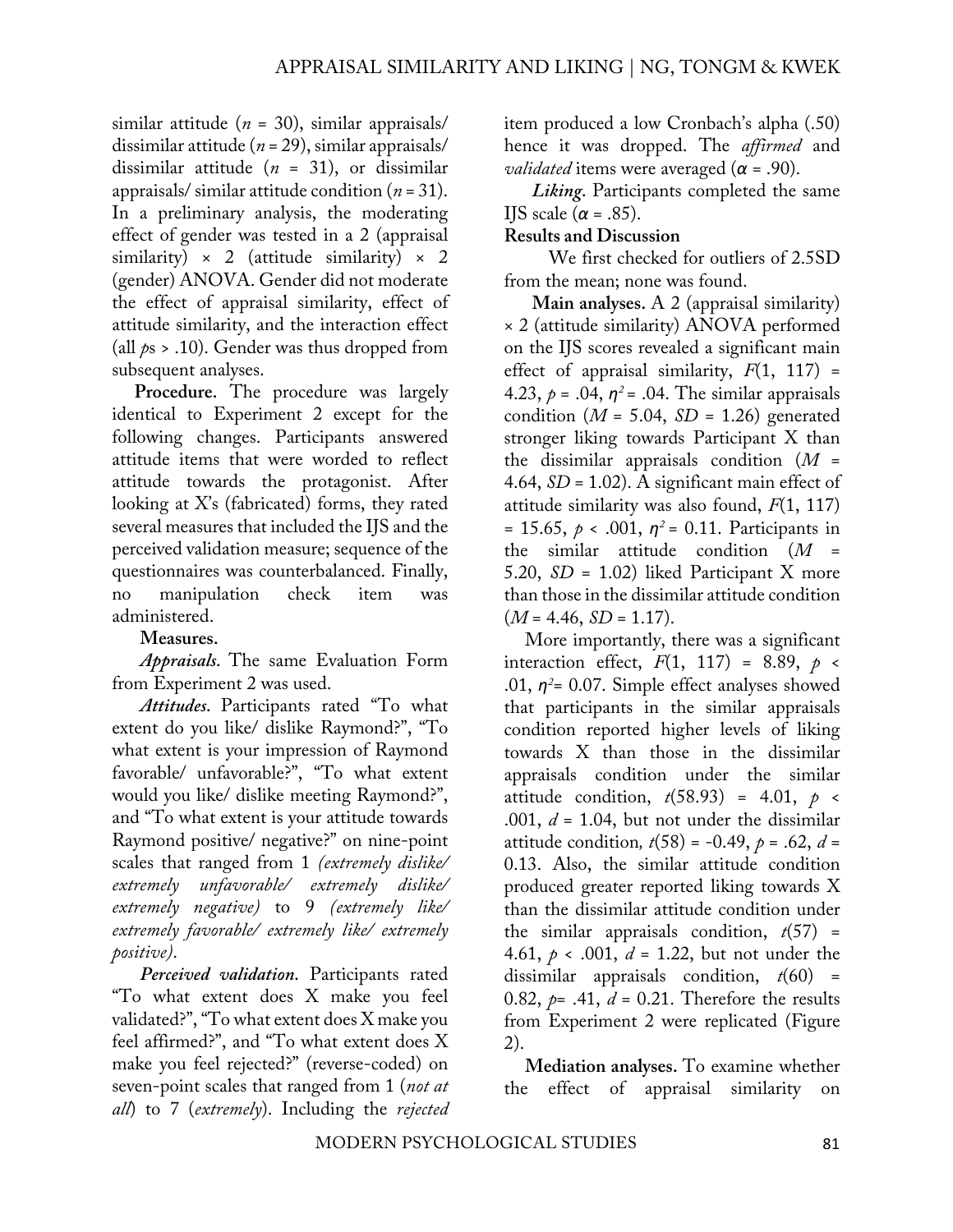similar attitude ($n$ = 30), similar appraisals/ dissimilar attitude ($n$ = 29), similar appraisals/ dissimilar attitude ($n$ = 31), or dissimilar appraisals/ similar attitude condition ($n$ = 31). In a preliminary analysis, the moderating effect of gender was tested in a 2 (appraisal similarity) × 2 (attitude similarity) × 2 (gender) ANOVA. Gender did not moderate the effect of appraisal similarity, effect of attitude similarity, and the interaction effect (all $p$s > .10). Gender was thus dropped from subsequent analyses.

**Procedure.** The procedure was largely identical to Experiment 2 except for the following changes. Participants answered attitude items that were worded to reflect attitude towards the protagonist. After looking at X's (fabricated) forms, they rated several measures that included the IJS and the perceived validation measure; sequence of the questionnaires was counterbalanced. Finally, no manipulation check item was administered.

**Measures.**

***Appraisals.*** The same Evaluation Form from Experiment 2 was used.

***Attitudes.*** Participants rated "To what extent do you like/ dislike Raymond?", "To what extent is your impression of Raymond favorable/ unfavorable?", "To what extent would you like/ dislike meeting Raymond?", and "To what extent is your attitude towards Raymond positive/ negative?" on nine-point scales that ranged from 1 *(extremely dislike/ extremely unfavorable/ extremely dislike/ extremely negative)* to 9 *(extremely like/ extremely favorable/ extremely like/ extremely positive)*.

***Perceived validation.*** Participants rated "To what extent does X make you feel validated?", "To what extent does X make you feel affirmed?", and "To what extent does X make you feel rejected?" (reverse-coded) on seven-point scales that ranged from 1 (*not at all*) to 7 (*extremely*). Including the *rejected* item produced a low Cronbach's alpha (.50) hence it was dropped. The *affirmed* and *validated* items were averaged ($\alpha$ = .90).

***Liking.*** Participants completed the same IJS scale ($\alpha$ = .85).

**Results and Discussion**

We first checked for outliers of 2.5SD from the mean; none was found.

**Main analyses.** A 2 (appraisal similarity) × 2 (attitude similarity) ANOVA performed on the IJS scores revealed a significant main effect of appraisal similarity, $F(1, 117) = 4.23$, $p = .04$, $\eta^2 = .04$. The similar appraisals condition ($M$ = 5.04, $SD$ = 1.26) generated stronger liking towards Participant X than the dissimilar appraisals condition ($M$ = 4.64, $SD$ = 1.02). A significant main effect of attitude similarity was also found, $F(1, 117) = 15.65$, $p < .001$, $\eta^2 = 0.11$. Participants in the similar attitude condition ($M$ = 5.20, $SD$ = 1.02) liked Participant X more than those in the dissimilar attitude condition ($M$ = 4.46, $SD$ = 1.17).

More importantly, there was a significant interaction effect, $F(1, 117) = 8.89$, $p < .01$, $\eta^2 = 0.07$. Simple effect analyses showed that participants in the similar appraisals condition reported higher levels of liking towards X than those in the dissimilar appraisals condition under the similar attitude condition, $t(58.93) = 4.01$, $p < .001$, $d = 1.04$, but not under the dissimilar attitude condition, $t(58) = -0.49$, $p = .62$, $d = 0.13$. Also, the similar attitude condition produced greater reported liking towards X than the dissimilar attitude condition under the similar appraisals condition, $t(57) = 4.61$, $p < .001$, $d = 1.22$, but not under the dissimilar appraisals condition, $t(60) = 0.82$, $p = .41$, $d = 0.21$. Therefore the results from Experiment 2 were replicated (Figure 2).

**Mediation analyses.** To examine whether the effect of appraisal similarity on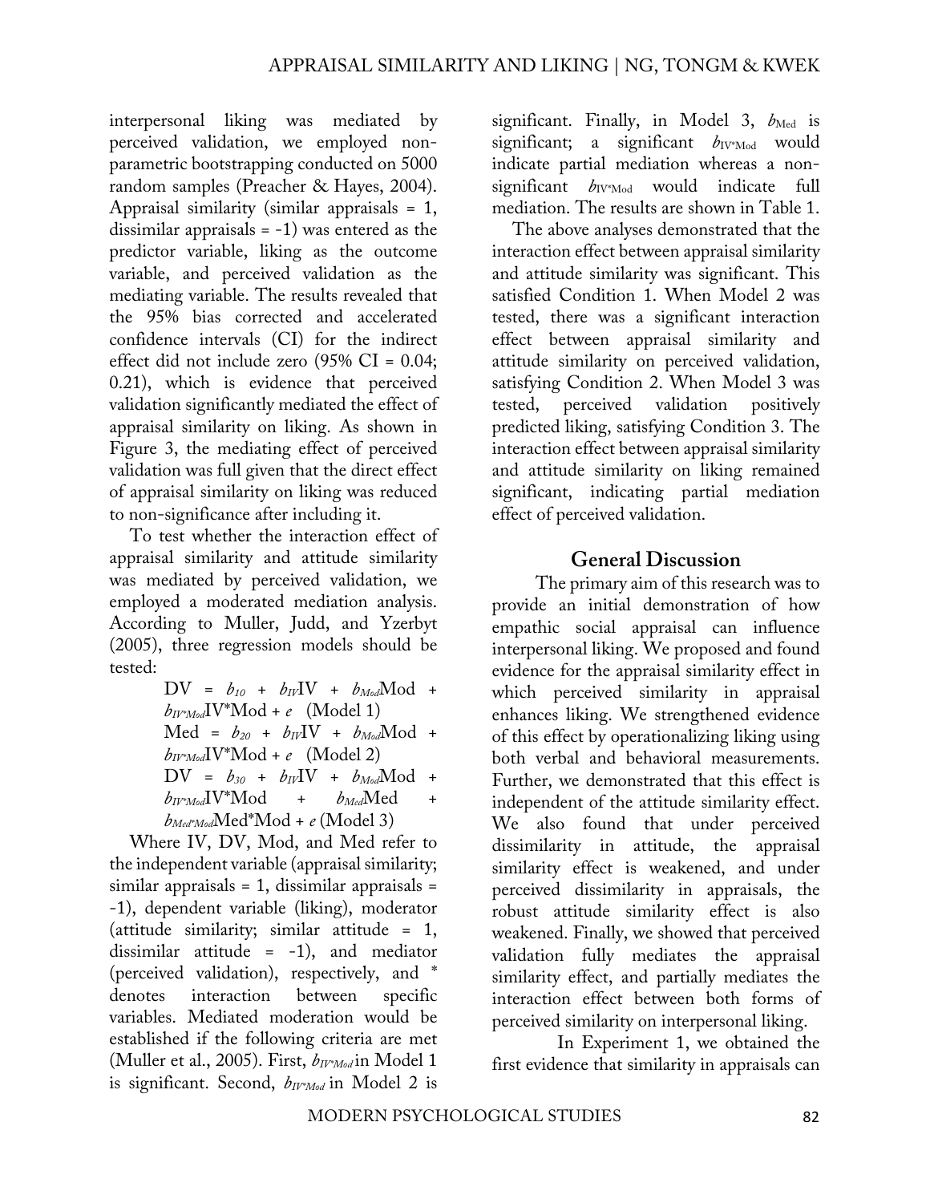interpersonal liking was mediated by perceived validation, we employed non-parametric bootstrapping conducted on 5000 random samples (Preacher & Hayes, 2004). Appraisal similarity (similar appraisals = 1, dissimilar appraisals = -1) was entered as the predictor variable, liking as the outcome variable, and perceived validation as the mediating variable. The results revealed that the 95% bias corrected and accelerated confidence intervals (CI) for the indirect effect did not include zero (95% CI = 0.04; 0.21), which is evidence that perceived validation significantly mediated the effect of appraisal similarity on liking. As shown in Figure 3, the mediating effect of perceived validation was full given that the direct effect of appraisal similarity on liking was reduced to non-significance after including it.

To test whether the interaction effect of appraisal similarity and attitude similarity was mediated by perceived validation, we employed a moderated mediation analysis. According to Muller, Judd, and Yzerbyt (2005), three regression models should be tested:

$$\text{DV} = b_{10} + b_{IV}\text{IV} + b_{Mod}\text{Mod} + b_{IV*Mod}\text{IV*Mod} + e \quad \text{(Model 1)}$$

$$\text{Med} = b_{20} + b_{IV}\text{IV} + b_{Mod}\text{Mod} + b_{IV*Mod}\text{IV*Mod} + e \quad \text{(Model 2)}$$

$$\text{DV} = b_{30} + b_{IV}\text{IV} + b_{Mod}\text{Mod} + b_{IV*Mod}\text{IV*Mod} + b_{Med}\text{Med} + b_{Med*Mod}\text{Med*Mod} + e \quad \text{(Model 3)}$$

Where IV, DV, Mod, and Med refer to the independent variable (appraisal similarity; similar appraisals = 1, dissimilar appraisals = -1), dependent variable (liking), moderator (attitude similarity; similar attitude = 1, dissimilar attitude = -1), and mediator (perceived validation), respectively, and * denotes interaction between specific variables. Mediated moderation would be established if the following criteria are met (Muller et al., 2005). First, $b_{IV*Mod}$ in Model 1 is significant. Second, $b_{IV*Mod}$ in Model 2 is significant. Finally, in Model 3, $b_{Med}$ is significant; a significant $b_{IV*Mod}$ would indicate partial mediation whereas a non-significant $b_{IV*Mod}$ would indicate full mediation. The results are shown in Table 1.

The above analyses demonstrated that the interaction effect between appraisal similarity and attitude similarity was significant. This satisfied Condition 1. When Model 2 was tested, there was a significant interaction effect between appraisal similarity and attitude similarity on perceived validation, satisfying Condition 2. When Model 3 was tested, perceived validation positively predicted liking, satisfying Condition 3. The interaction effect between appraisal similarity and attitude similarity on liking remained significant, indicating partial mediation effect of perceived validation.

## General Discussion

The primary aim of this research was to provide an initial demonstration of how empathic social appraisal can influence interpersonal liking. We proposed and found evidence for the appraisal similarity effect in which perceived similarity in appraisal enhances liking. We strengthened evidence of this effect by operationalizing liking using both verbal and behavioral measurements. Further, we demonstrated that this effect is independent of the attitude similarity effect. We also found that under perceived dissimilarity in attitude, the appraisal similarity effect is weakened, and under perceived dissimilarity in appraisals, the robust attitude similarity effect is also weakened. Finally, we showed that perceived validation fully mediates the appraisal similarity effect, and partially mediates the interaction effect between both forms of perceived similarity on interpersonal liking.

In Experiment 1, we obtained the first evidence that similarity in appraisals can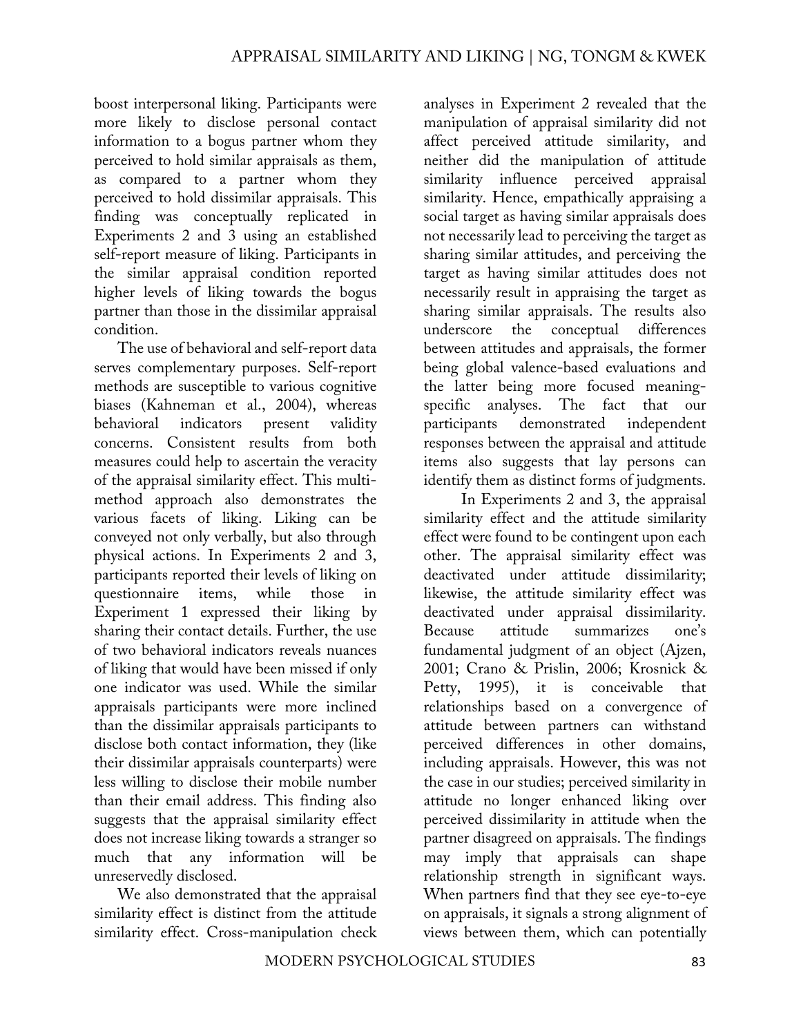boost interpersonal liking. Participants were more likely to disclose personal contact information to a bogus partner whom they perceived to hold similar appraisals as them, as compared to a partner whom they perceived to hold dissimilar appraisals. This finding was conceptually replicated in Experiments 2 and 3 using an established self-report measure of liking. Participants in the similar appraisal condition reported higher levels of liking towards the bogus partner than those in the dissimilar appraisal condition.

The use of behavioral and self-report data serves complementary purposes. Self-report methods are susceptible to various cognitive biases (Kahneman et al., 2004), whereas behavioral indicators present validity concerns. Consistent results from both measures could help to ascertain the veracity of the appraisal similarity effect. This multi-method approach also demonstrates the various facets of liking. Liking can be conveyed not only verbally, but also through physical actions. In Experiments 2 and 3, participants reported their levels of liking on questionnaire items, while those in Experiment 1 expressed their liking by sharing their contact details. Further, the use of two behavioral indicators reveals nuances of liking that would have been missed if only one indicator was used. While the similar appraisals participants were more inclined than the dissimilar appraisals participants to disclose both contact information, they (like their dissimilar appraisals counterparts) were less willing to disclose their mobile number than their email address. This finding also suggests that the appraisal similarity effect does not increase liking towards a stranger so much that any information will be unreservedly disclosed.

We also demonstrated that the appraisal similarity effect is distinct from the attitude similarity effect. Cross-manipulation check analyses in Experiment 2 revealed that the manipulation of appraisal similarity did not affect perceived attitude similarity, and neither did the manipulation of attitude similarity influence perceived appraisal similarity. Hence, empathically appraising a social target as having similar appraisals does not necessarily lead to perceiving the target as sharing similar attitudes, and perceiving the target as having similar attitudes does not necessarily result in appraising the target as sharing similar appraisals. The results also underscore the conceptual differences between attitudes and appraisals, the former being global valence-based evaluations and the latter being more focused meaning-specific analyses. The fact that our participants demonstrated independent responses between the appraisal and attitude items also suggests that lay persons can identify them as distinct forms of judgments.

In Experiments 2 and 3, the appraisal similarity effect and the attitude similarity effect were found to be contingent upon each other. The appraisal similarity effect was deactivated under attitude dissimilarity; likewise, the attitude similarity effect was deactivated under appraisal dissimilarity. Because attitude summarizes one's fundamental judgment of an object (Ajzen, 2001; Crano & Prislin, 2006; Krosnick & Petty, 1995), it is conceivable that relationships based on a convergence of attitude between partners can withstand perceived differences in other domains, including appraisals. However, this was not the case in our studies; perceived similarity in attitude no longer enhanced liking over perceived dissimilarity in attitude when the partner disagreed on appraisals. The findings may imply that appraisals can shape relationship strength in significant ways. When partners find that they see eye-to-eye on appraisals, it signals a strong alignment of views between them, which can potentially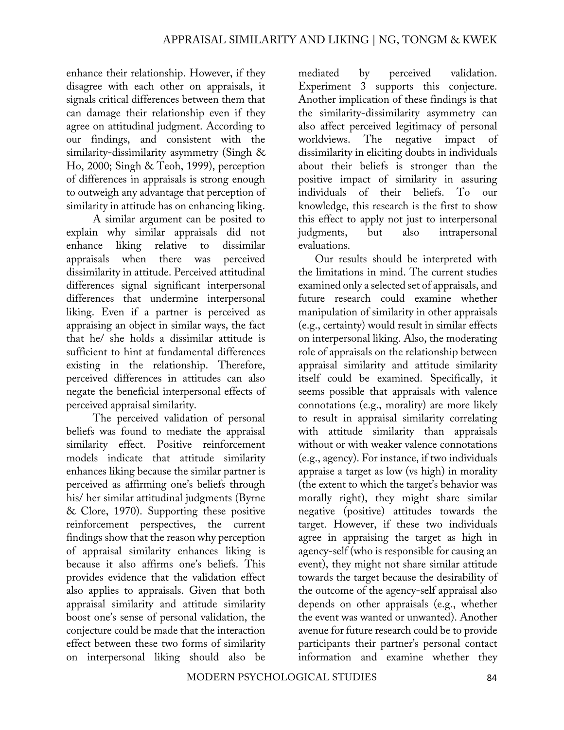enhance their relationship. However, if they disagree with each other on appraisals, it signals critical differences between them that can damage their relationship even if they agree on attitudinal judgment. According to our findings, and consistent with the similarity-dissimilarity asymmetry (Singh & Ho, 2000; Singh & Teoh, 1999), perception of differences in appraisals is strong enough to outweigh any advantage that perception of similarity in attitude has on enhancing liking.

A similar argument can be posited to explain why similar appraisals did not enhance liking relative to dissimilar appraisals when there was perceived dissimilarity in attitude. Perceived attitudinal differences signal significant interpersonal differences that undermine interpersonal liking. Even if a partner is perceived as appraising an object in similar ways, the fact that he/ she holds a dissimilar attitude is sufficient to hint at fundamental differences existing in the relationship. Therefore, perceived differences in attitudes can also negate the beneficial interpersonal effects of perceived appraisal similarity.

The perceived validation of personal beliefs was found to mediate the appraisal similarity effect. Positive reinforcement models indicate that attitude similarity enhances liking because the similar partner is perceived as affirming one's beliefs through his/ her similar attitudinal judgments (Byrne & Clore, 1970). Supporting these positive reinforcement perspectives, the current findings show that the reason why perception of appraisal similarity enhances liking is because it also affirms one's beliefs. This provides evidence that the validation effect also applies to appraisals. Given that both appraisal similarity and attitude similarity boost one's sense of personal validation, the conjecture could be made that the interaction effect between these two forms of similarity on interpersonal liking should also be mediated by perceived validation. Experiment 3 supports this conjecture. Another implication of these findings is that the similarity-dissimilarity asymmetry can also affect perceived legitimacy of personal worldviews. The negative impact of dissimilarity in eliciting doubts in individuals about their beliefs is stronger than the positive impact of similarity in assuring individuals of their beliefs. To our knowledge, this research is the first to show this effect to apply not just to interpersonal judgments, but also intrapersonal evaluations.

Our results should be interpreted with the limitations in mind. The current studies examined only a selected set of appraisals, and future research could examine whether manipulation of similarity in other appraisals (e.g., certainty) would result in similar effects on interpersonal liking. Also, the moderating role of appraisals on the relationship between appraisal similarity and attitude similarity itself could be examined. Specifically, it seems possible that appraisals with valence connotations (e.g., morality) are more likely to result in appraisal similarity correlating with attitude similarity than appraisals without or with weaker valence connotations (e.g., agency). For instance, if two individuals appraise a target as low (vs high) in morality (the extent to which the target's behavior was morally right), they might share similar negative (positive) attitudes towards the target. However, if these two individuals agree in appraising the target as high in agency-self (who is responsible for causing an event), they might not share similar attitude towards the target because the desirability of the outcome of the agency-self appraisal also depends on other appraisals (e.g., whether the event was wanted or unwanted). Another avenue for future research could be to provide participants their partner's personal contact information and examine whether they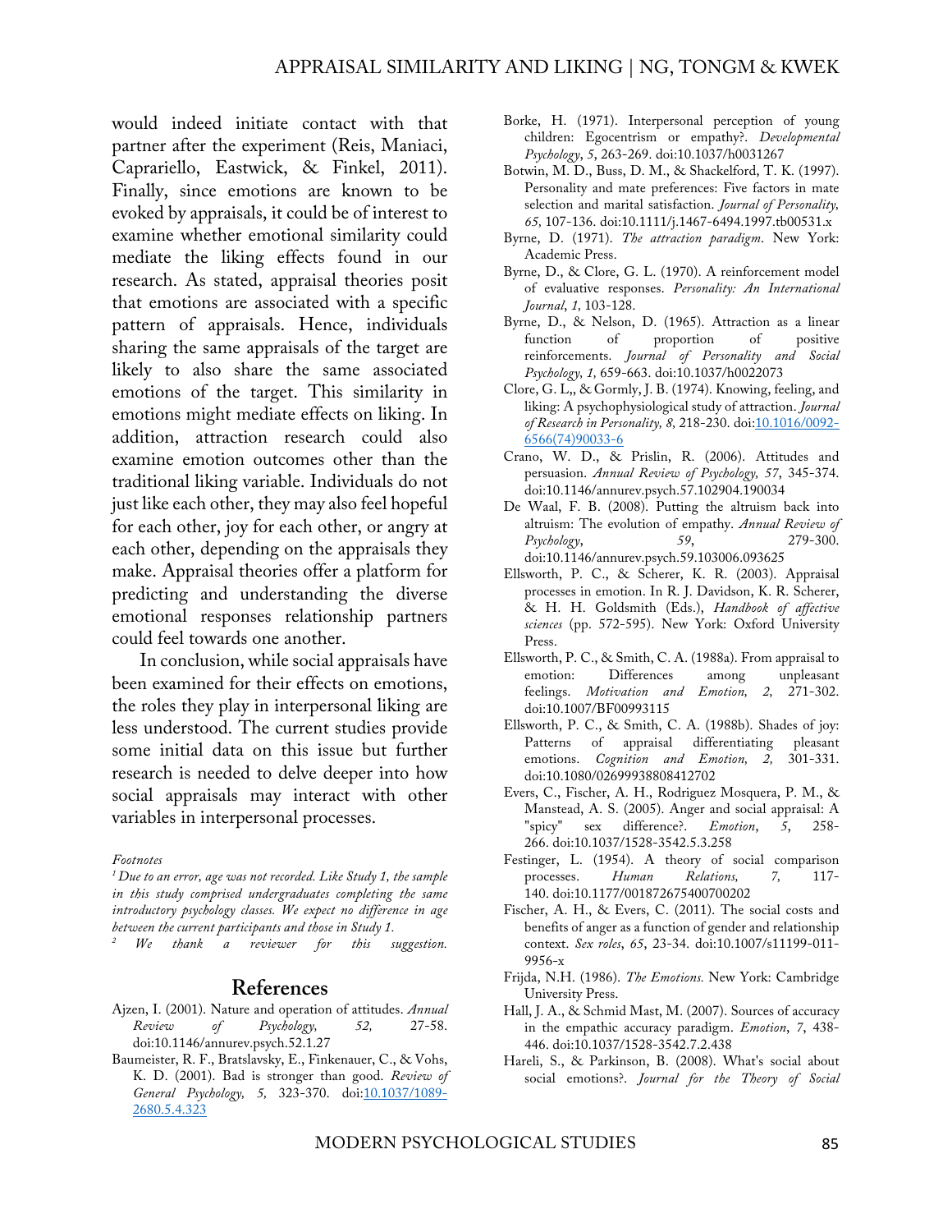would indeed initiate contact with that partner after the experiment (Reis, Maniaci, Caprariello, Eastwick, & Finkel, 2011). Finally, since emotions are known to be evoked by appraisals, it could be of interest to examine whether emotional similarity could mediate the liking effects found in our research. As stated, appraisal theories posit that emotions are associated with a specific pattern of appraisals. Hence, individuals sharing the same appraisals of the target are likely to also share the same associated emotions of the target. This similarity in emotions might mediate effects on liking. In addition, attraction research could also examine emotion outcomes other than the traditional liking variable. Individuals do not just like each other, they may also feel hopeful for each other, joy for each other, or angry at each other, depending on the appraisals they make. Appraisal theories offer a platform for predicting and understanding the diverse emotional responses relationship partners could feel towards one another.

In conclusion, while social appraisals have been examined for their effects on emotions, the roles they play in interpersonal liking are less understood. The current studies provide some initial data on this issue but further research is needed to delve deeper into how social appraisals may interact with other variables in interpersonal processes.

*Footnotes*

[1] *Due to an error, age was not recorded. Like Study 1, the sample in this study comprised undergraduates completing the same introductory psychology classes. We expect no difference in age between the current participants and those in Study 1.*

[2] *We thank a reviewer for this suggestion.*

## References

Ajzen, I. (2001). Nature and operation of attitudes. *Annual Review of Psychology, 52,* 27-58. doi:10.1146/annurev.psych.52.1.27

Baumeister, R. F., Bratslavsky, E., Finkenauer, C., & Vohs, K. D. (2001). Bad is stronger than good. *Review of General Psychology, 5,* 323-370. doi:10.1037/1089-2680.5.4.323

Borke, H. (1971). Interpersonal perception of young children: Egocentrism or empathy?. *Developmental Psychology*, *5*, 263-269. doi:10.1037/h0031267

Botwin, M. D., Buss, D. M., & Shackelford, T. K. (1997). Personality and mate preferences: Five factors in mate selection and marital satisfaction. *Journal of Personality, 65,* 107-136. doi:10.1111/j.1467-6494.1997.tb00531.x

Byrne, D. (1971). *The attraction paradigm*. New York: Academic Press.

Byrne, D., & Clore, G. L. (1970). A reinforcement model of evaluative responses. *Personality: An International Journal*, *1,* 103-128.

Byrne, D., & Nelson, D. (1965). Attraction as a linear function of proportion of positive reinforcements. *Journal of Personality and Social Psychology, 1,* 659-663. doi:10.1037/h0022073

Clore, G. L,, & Gormly, J. B. (1974). Knowing, feeling, and liking: A psychophysiological study of attraction. *Journal of Research in Personality, 8,* 218-230. doi:10.1016/0092-6566(74)90033-6

Crano, W. D., & Prislin, R. (2006). Attitudes and persuasion. *Annual Review of Psychology, 57*, 345-374. doi:10.1146/annurev.psych.57.102904.190034

De Waal, F. B. (2008). Putting the altruism back into altruism: The evolution of empathy. *Annual Review of Psychology*, *59*, 279-300. doi:10.1146/annurev.psych.59.103006.093625

Ellsworth, P. C., & Scherer, K. R. (2003). Appraisal processes in emotion. In R. J. Davidson, K. R. Scherer, & H. H. Goldsmith (Eds.), *Handbook of affective sciences* (pp. 572-595). New York: Oxford University Press.

Ellsworth, P. C., & Smith, C. A. (1988a). From appraisal to emotion: Differences among unpleasant feelings. *Motivation and Emotion, 2,* 271-302. doi:10.1007/BF00993115

Ellsworth, P. C., & Smith, C. A. (1988b). Shades of joy: Patterns of appraisal differentiating pleasant emotions. *Cognition and Emotion, 2,* 301-331. doi:10.1080/02699938808412702

Evers, C., Fischer, A. H., Rodriguez Mosquera, P. M., & Manstead, A. S. (2005). Anger and social appraisal: A "spicy" sex difference?. *Emotion*, *5*, 258-266. doi:10.1037/1528-3542.5.3.258

Festinger, L. (1954). A theory of social comparison processes. *Human Relations, 7,* 117-140. doi:10.1177/001872675400700202

Fischer, A. H., & Evers, C. (2011). The social costs and benefits of anger as a function of gender and relationship context. *Sex roles*, *65*, 23-34. doi:10.1007/s11199-011-9956-x

Frijda, N.H. (1986). *The Emotions.* New York: Cambridge University Press.

Hall, J. A., & Schmid Mast, M. (2007). Sources of accuracy in the empathic accuracy paradigm. *Emotion*, *7*, 438-446. doi:10.1037/1528-3542.7.2.438

Hareli, S., & Parkinson, B. (2008). What's social about social emotions?. *Journal for the Theory of Social*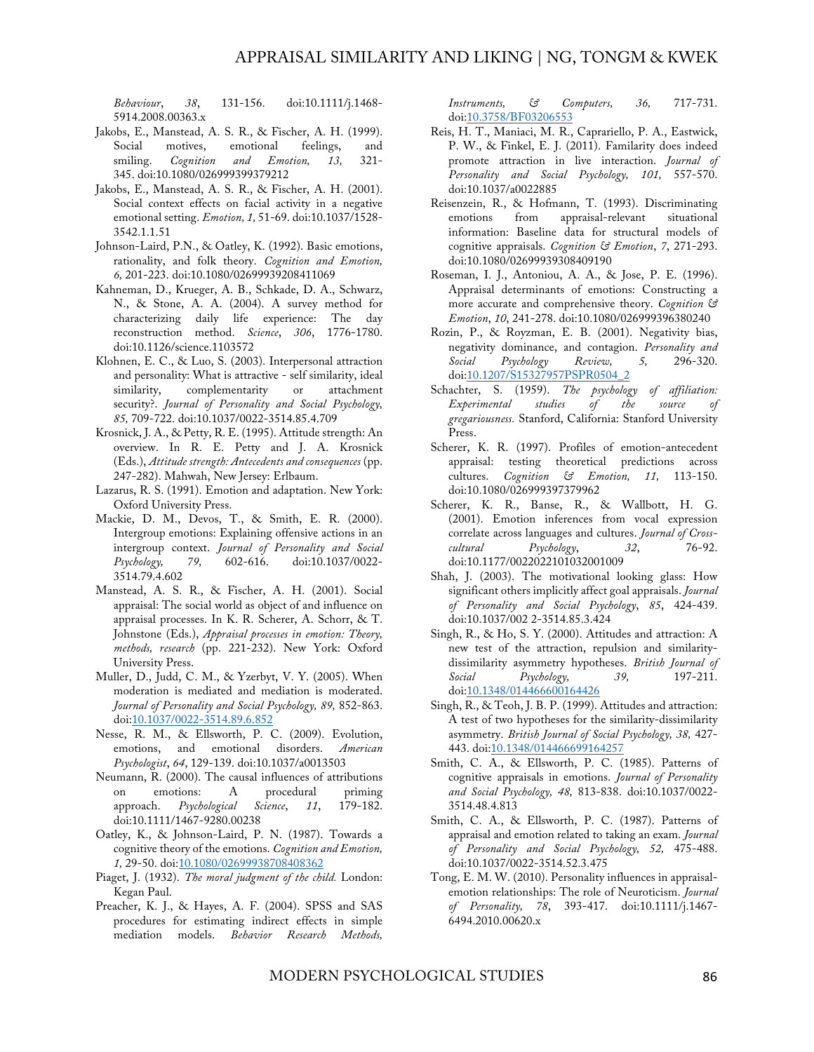*Behaviour*, *38*, 131-156. doi:10.1111/j.1468-5914.2008.00363.x

Jakobs, E., Manstead, A. S. R., & Fischer, A. H. (1999). Social motives, emotional feelings, and smiling. *Cognition and Emotion, 13,* 321-345. doi:10.1080/026999399379212

Jakobs, E., Manstead, A. S. R., & Fischer, A. H. (2001). Social context effects on facial activity in a negative emotional setting. *Emotion, 1*, 51-69. doi:10.1037/1528-3542.1.1.51

Johnson-Laird, P.N., & Oatley, K. (1992). Basic emotions, rationality, and folk theory. *Cognition and Emotion, 6,* 201-223. doi:10.1080/02699939208411069

Kahneman, D., Krueger, A. B., Schkade, D. A., Schwarz, N., & Stone, A. A. (2004). A survey method for characterizing daily life experience: The day reconstruction method. *Science*, *306*, 1776-1780. doi:10.1126/science.1103572

Klohnen, E. C., & Luo, S. (2003). Interpersonal attraction and personality: What is attractive - self similarity, ideal similarity, complementarity or attachment security?. *Journal of Personality and Social Psychology, 85,* 709-722. doi:10.1037/0022-3514.85.4.709

Krosnick, J. A., & Petty, R. E. (1995). Attitude strength: An overview. In R. E. Petty and J. A. Krosnick (Eds.), *Attitude strength: Antecedents and consequences* (pp. 247-282). Mahwah, New Jersey: Erlbaum.

Lazarus, R. S. (1991). Emotion and adaptation. New York: Oxford University Press.

Mackie, D. M., Devos, T., & Smith, E. R. (2000). Intergroup emotions: Explaining offensive actions in an intergroup context. *Journal of Personality and Social Psychology, 79,* 602-616. doi:10.1037/0022-3514.79.4.602

Manstead, A. S. R., & Fischer, A. H. (2001). Social appraisal: The social world as object of and influence on appraisal processes. In K. R. Scherer, A. Schorr, & T. Johnstone (Eds.), *Appraisal processes in emotion: Theory, methods, research* (pp. 221-232). New York: Oxford University Press.

Muller, D., Judd, C. M., & Yzerbyt, V. Y. (2005). When moderation is mediated and mediation is moderated. *Journal of Personality and Social Psychology, 89,* 852-863. doi:10.1037/0022-3514.89.6.852

Nesse, R. M., & Ellsworth, P. C. (2009). Evolution, emotions, and emotional disorders. *American Psychologist*, *64*, 129-139. doi:10.1037/a0013503

Neumann, R. (2000). The causal influences of attributions on emotions: A procedural priming approach. *Psychological Science*, *11*, 179-182. doi:10.1111/1467-9280.00238

Oatley, K., & Johnson-Laird, P. N. (1987). Towards a cognitive theory of the emotions. *Cognition and Emotion, 1,* 29-50. doi:10.1080/02699938708408362

Piaget, J. (1932). *The moral judgment of the child.* London: Kegan Paul.

Preacher, K. J., & Hayes, A. F. (2004). SPSS and SAS procedures for estimating indirect effects in simple mediation models. *Behavior Research Methods, Instruments, & Computers, 36,* 717-731. doi:10.3758/BF03206553

Reis, H. T., Maniaci, M. R., Caprariello, P. A., Eastwick, P. W., & Finkel, E. J. (2011). Familiarity does indeed promote attraction in live interaction. *Journal of Personality and Social Psychology, 101,* 557-570. doi:10.1037/a0022885

Reisenzein, R., & Hofmann, T. (1993). Discriminating emotions from appraisal-relevant situational information: Baseline data for structural models of cognitive appraisals. *Cognition & Emotion*, *7*, 271-293. doi:10.1080/02699939308409190

Roseman, I. J., Antoniou, A. A., & Jose, P. E. (1996). Appraisal determinants of emotions: Constructing a more accurate and comprehensive theory. *Cognition & Emotion*, *10*, 241-278. doi:10.1080/026999396380240

Rozin, P., & Royzman, E. B. (2001). Negativity bias, negativity dominance, and contagion. *Personality and Social Psychology Review, 5,* 296-320. doi:10.1207/S15327957PSPR0504_2

Schachter, S. (1959). *The psychology of affiliation: Experimental studies of the source of gregariousness.* Stanford, California: Stanford University Press.

Scherer, K. R. (1997). Profiles of emotion-antecedent appraisal: testing theoretical predictions across cultures. *Cognition & Emotion, 11,* 113-150. doi:10.1080/026999397379962

Scherer, K. R., Banse, R., & Wallbott, H. G. (2001). Emotion inferences from vocal expression correlate across languages and cultures. *Journal of Cross-cultural Psychology*, *32*, 76-92. doi:10.1177/0022022101032001009

Shah, J. (2003). The motivational looking glass: How significant others implicitly affect goal appraisals. *Journal of Personality and Social Psychology*, *85*, 424-439. doi:10.1037/002 2-3514.85.3.424

Singh, R., & Ho, S. Y. (2000). Attitudes and attraction: A new test of the attraction, repulsion and similarity-dissimilarity asymmetry hypotheses. *British Journal of Social Psychology, 39,* 197-211. doi:10.1348/014466600164426

Singh, R., & Teoh, J. B. P. (1999). Attitudes and attraction: A test of two hypotheses for the similarity-dissimilarity asymmetry. *British Journal of Social Psychology, 38,* 427-443. doi:10.1348/014466699164257

Smith, C. A., & Ellsworth, P. C. (1985). Patterns of cognitive appraisals in emotions. *Journal of Personality and Social Psychology, 48,* 813-838. doi:10.1037/0022-3514.48.4.813

Smith, C. A., & Ellsworth, P. C. (1987). Patterns of appraisal and emotion related to taking an exam. *Journal of Personality and Social Psychology, 52,* 475-488. doi:10.1037/0022-3514.52.3.475

Tong, E. M. W. (2010). Personality influences in appraisal-emotion relationships: The role of Neuroticism. *Journal of Personality, 78*, 393-417. doi:10.1111/j.1467-6494.2010.00620.x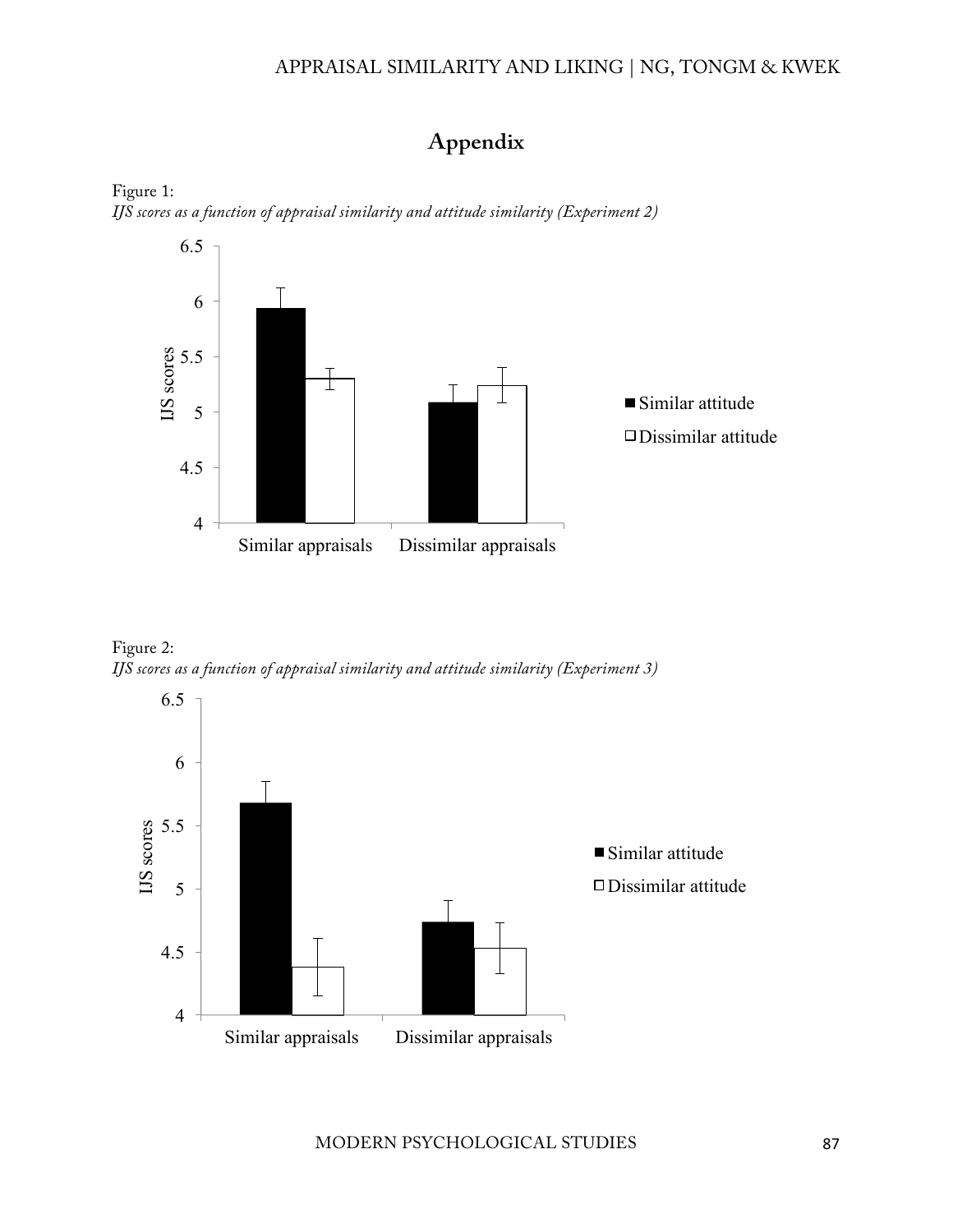## Appendix

Figure 1:
*IJS scores as a function of appraisal similarity and attitude similarity (Experiment 2)*

Figure 2:
*IJS scores as a function of appraisal similarity and attitude similarity (Experiment 3)*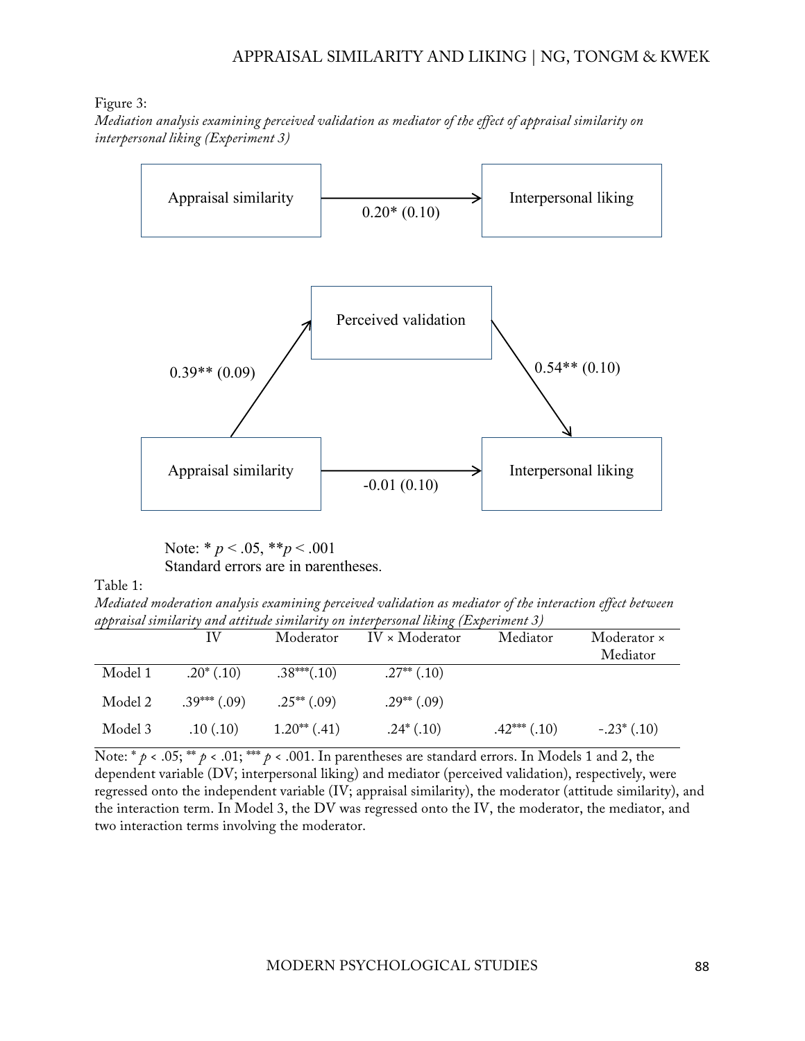Figure 3:

*Mediation analysis examining perceived validation as mediator of the effect of appraisal similarity on interpersonal liking (Experiment 3)*

Appraisal similarity → Interpersonal liking: 0.20* (0.10)

Appraisal similarity → Perceived validation: 0.39** (0.09)

Perceived validation → Interpersonal liking: 0.54** (0.10)

Appraisal similarity → Interpersonal liking: -0.01 (0.10)

Note: * $p < .05$, ** $p < .001$
Standard errors are in parentheses.

Table 1:

*Mediated moderation analysis examining perceived validation as mediator of the interaction effect between appraisal similarity and attitude similarity on interpersonal liking (Experiment 3)*

| | IV | Moderator | IV × Moderator | Mediator | Moderator × Mediator |
|---|---|---|---|---|---|
| Model 1 | .20* (.10) | .38***(.10) | .27** (.10) | | |
| Model 2 | .39*** (.09) | .25** (.09) | .29** (.09) | | |
| Model 3 | .10 (.10) | 1.20** (.41) | .24* (.10) | .42*** (.10) | -.23* (.10) |

Note: * $p < .05$; ** $p < .01$; *** $p < .001$. In parentheses are standard errors. In Models 1 and 2, the dependent variable (DV; interpersonal liking) and mediator (perceived validation), respectively, were regressed onto the independent variable (IV; appraisal similarity), the moderator (attitude similarity), and the interaction term. In Model 3, the DV was regressed onto the IV, the moderator, the mediator, and two interaction terms involving the moderator.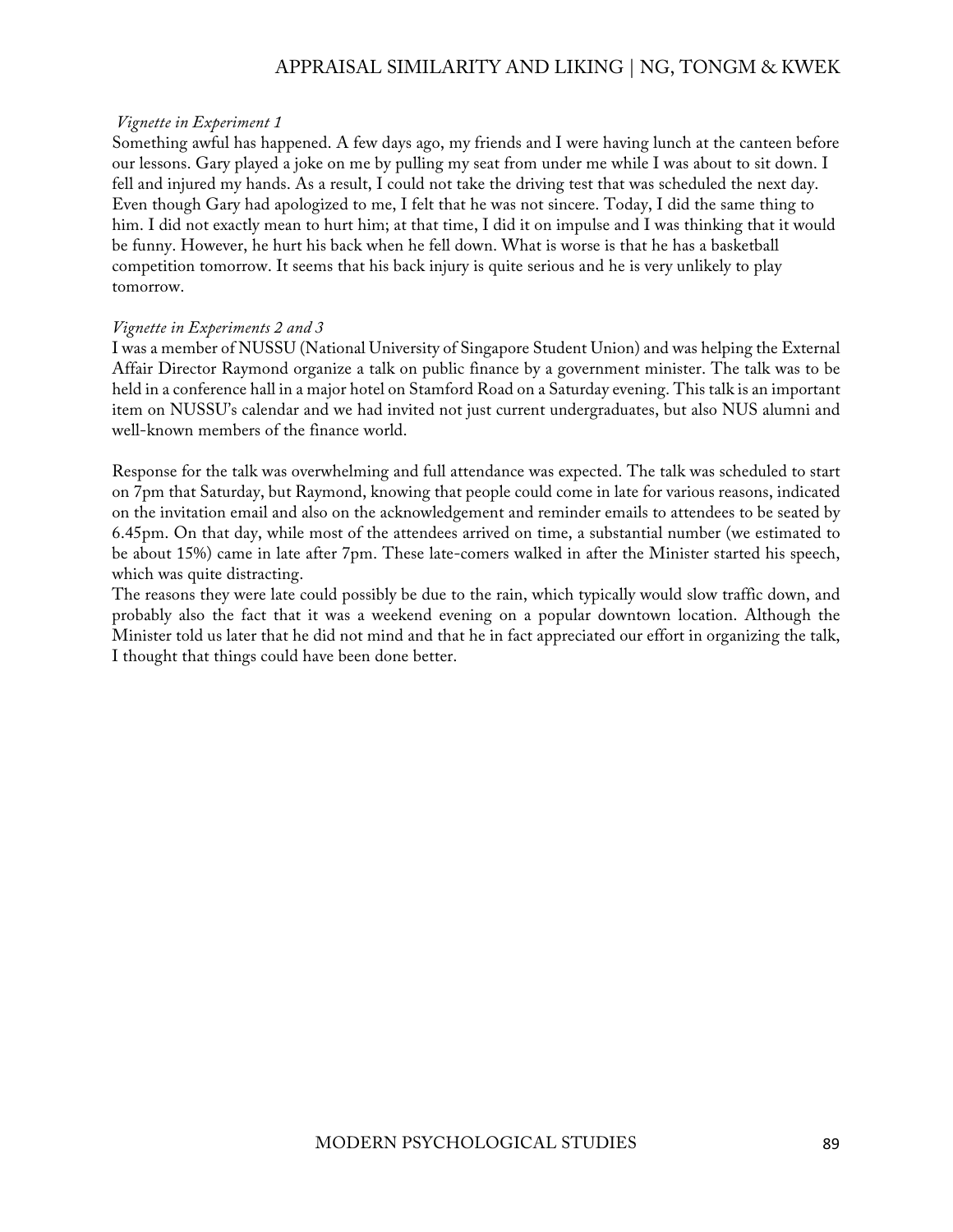*Vignette in Experiment 1*

Something awful has happened. A few days ago, my friends and I were having lunch at the canteen before our lessons. Gary played a joke on me by pulling my seat from under me while I was about to sit down. I fell and injured my hands. As a result, I could not take the driving test that was scheduled the next day. Even though Gary had apologized to me, I felt that he was not sincere. Today, I did the same thing to him. I did not exactly mean to hurt him; at that time, I did it on impulse and I was thinking that it would be funny. However, he hurt his back when he fell down. What is worse is that he has a basketball competition tomorrow. It seems that his back injury is quite serious and he is very unlikely to play tomorrow.

*Vignette in Experiments 2 and 3*

I was a member of NUSSU (National University of Singapore Student Union) and was helping the External Affair Director Raymond organize a talk on public finance by a government minister. The talk was to be held in a conference hall in a major hotel on Stamford Road on a Saturday evening. This talk is an important item on NUSSU's calendar and we had invited not just current undergraduates, but also NUS alumni and well-known members of the finance world.

Response for the talk was overwhelming and full attendance was expected. The talk was scheduled to start on 7pm that Saturday, but Raymond, knowing that people could come in late for various reasons, indicated on the invitation email and also on the acknowledgement and reminder emails to attendees to be seated by 6.45pm. On that day, while most of the attendees arrived on time, a substantial number (we estimated to be about 15%) came in late after 7pm. These late-comers walked in after the Minister started his speech, which was quite distracting.

The reasons they were late could possibly be due to the rain, which typically would slow traffic down, and probably also the fact that it was a weekend evening on a popular downtown location. Although the Minister told us later that he did not mind and that he in fact appreciated our effort in organizing the talk, I thought that things could have been done better.